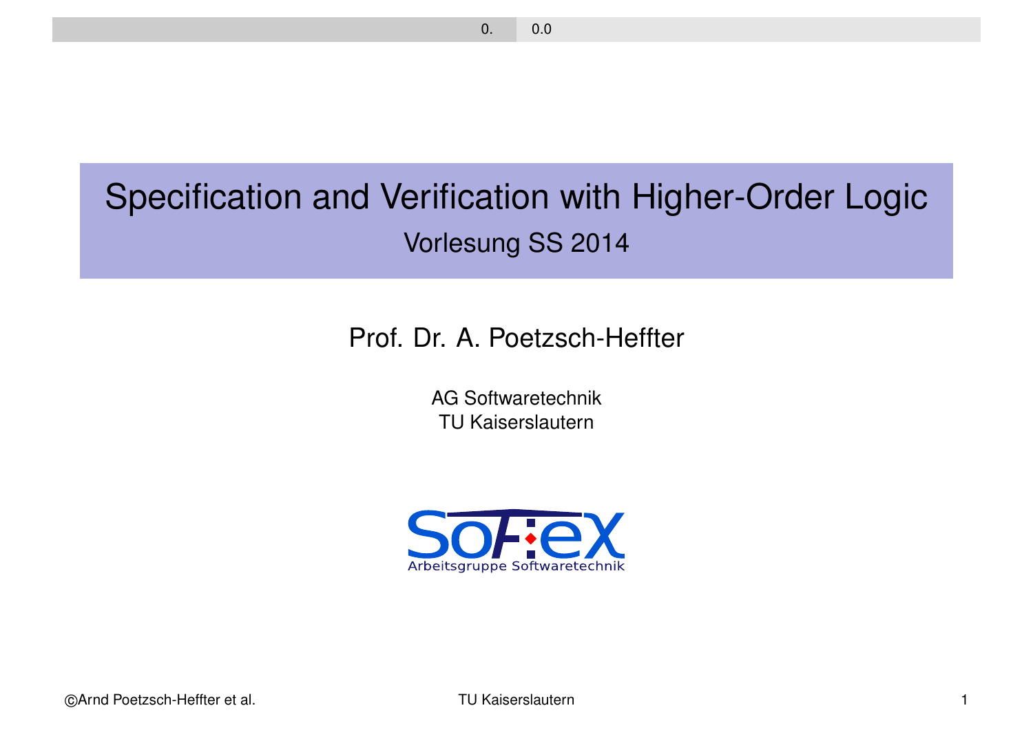# Specification and Verification with Higher-Order Logic

## Vorlesung SS 2014

Prof. Dr. A. Poetzsch-Heffter

AG Softwaretechnik
TU Kaiserslautern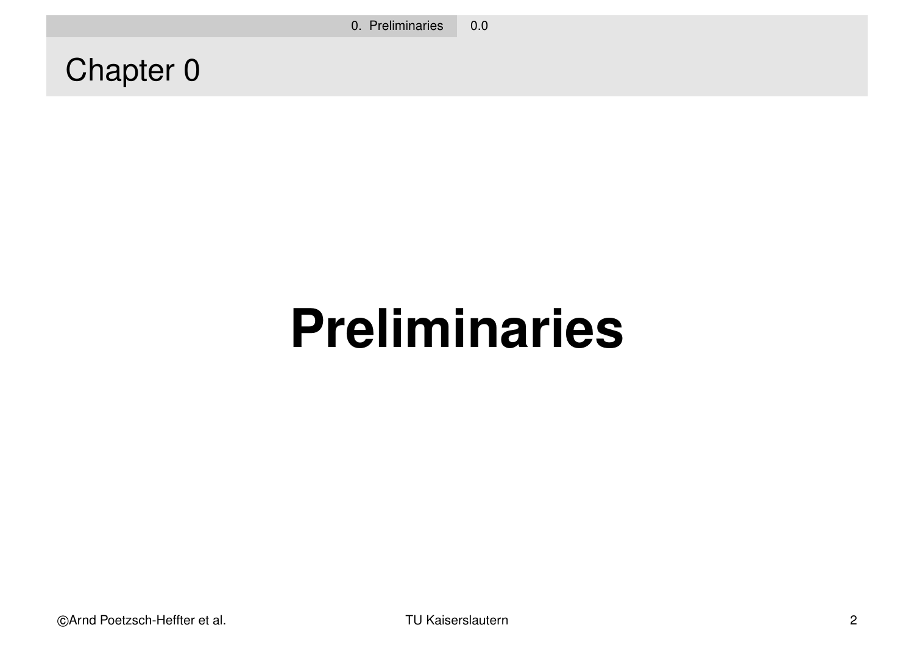# Chapter 0

# Preliminaries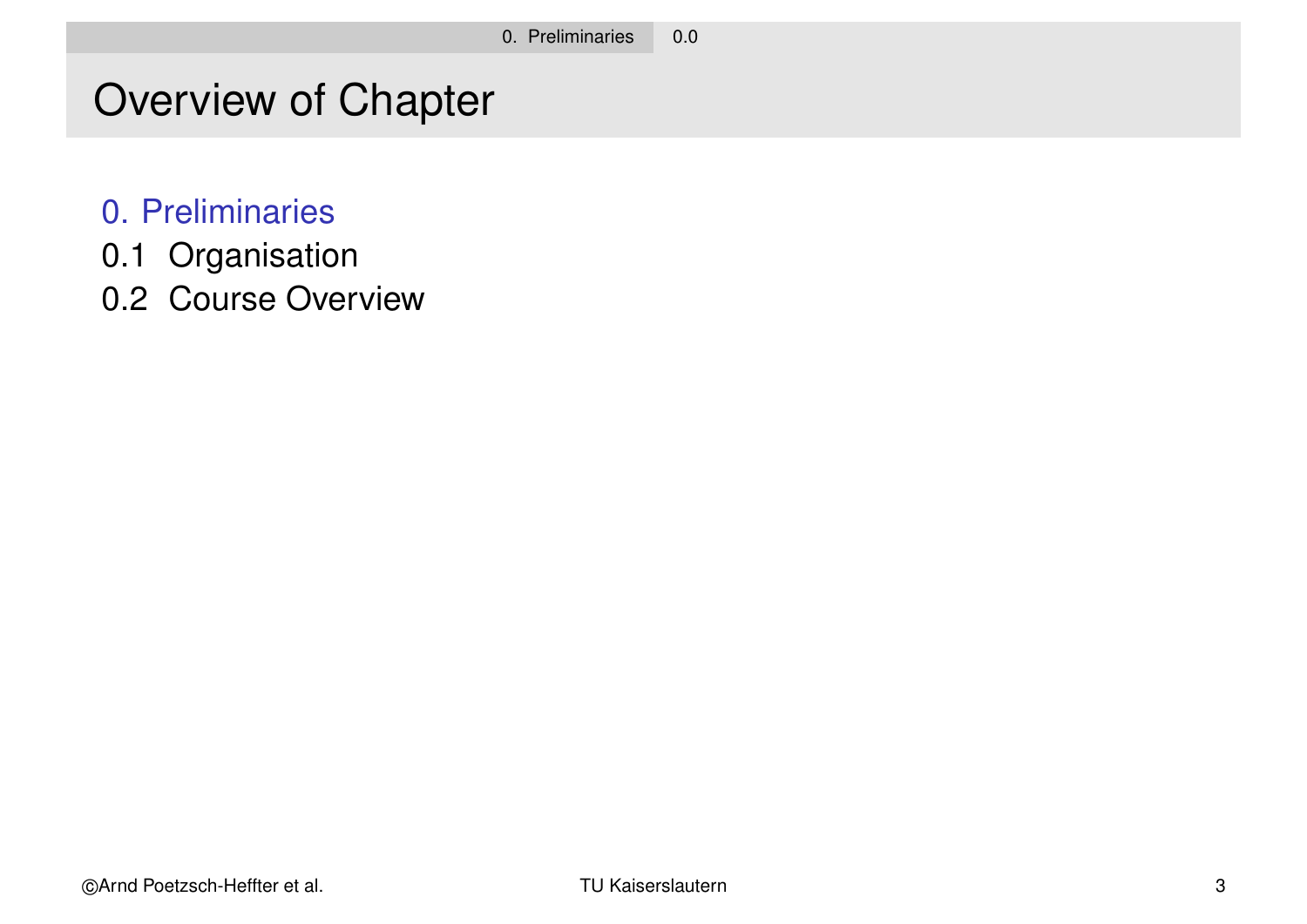# Overview of Chapter

0. Preliminaries
0.1 Organisation
0.2 Course Overview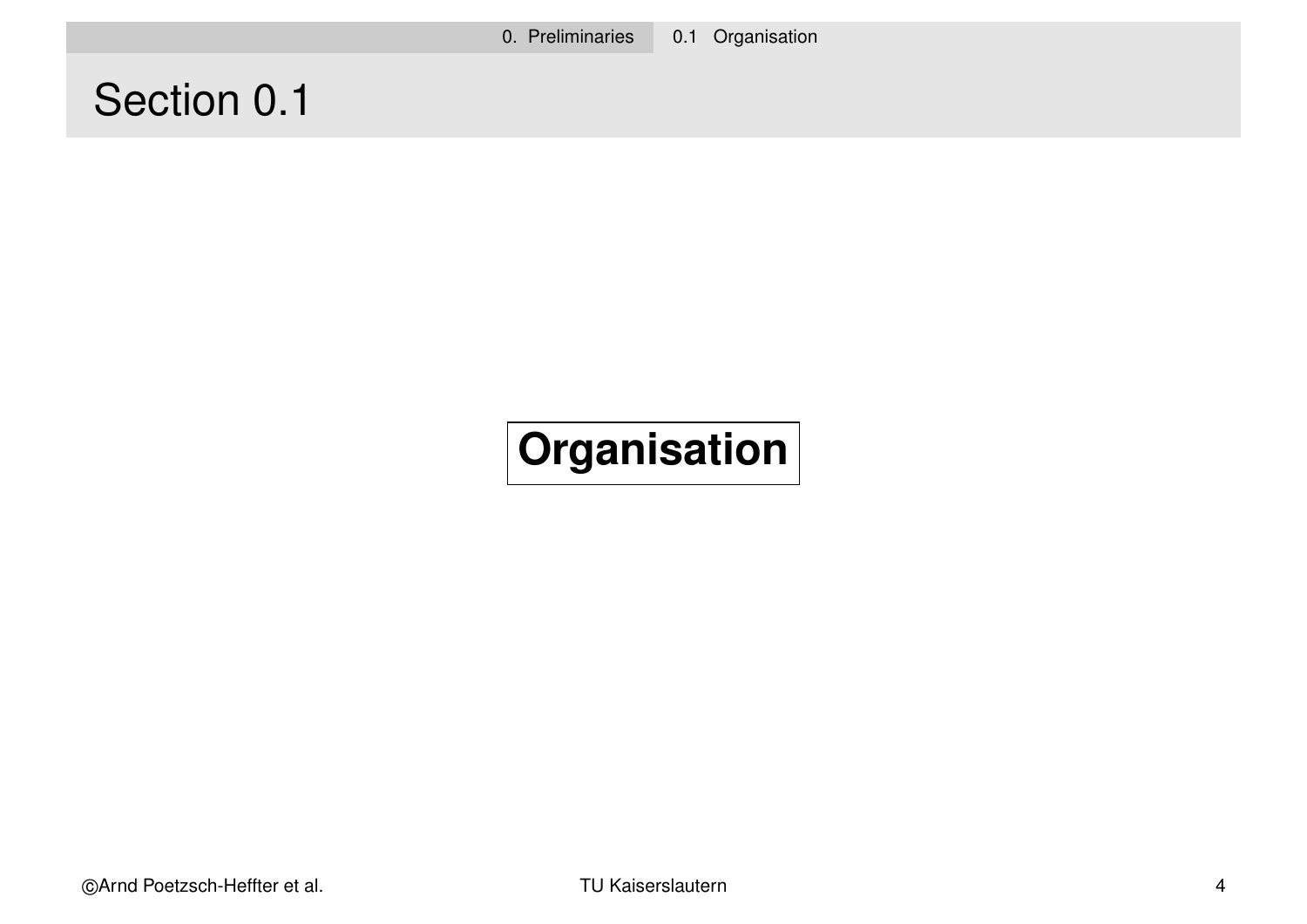# Section 0.1

**Organisation**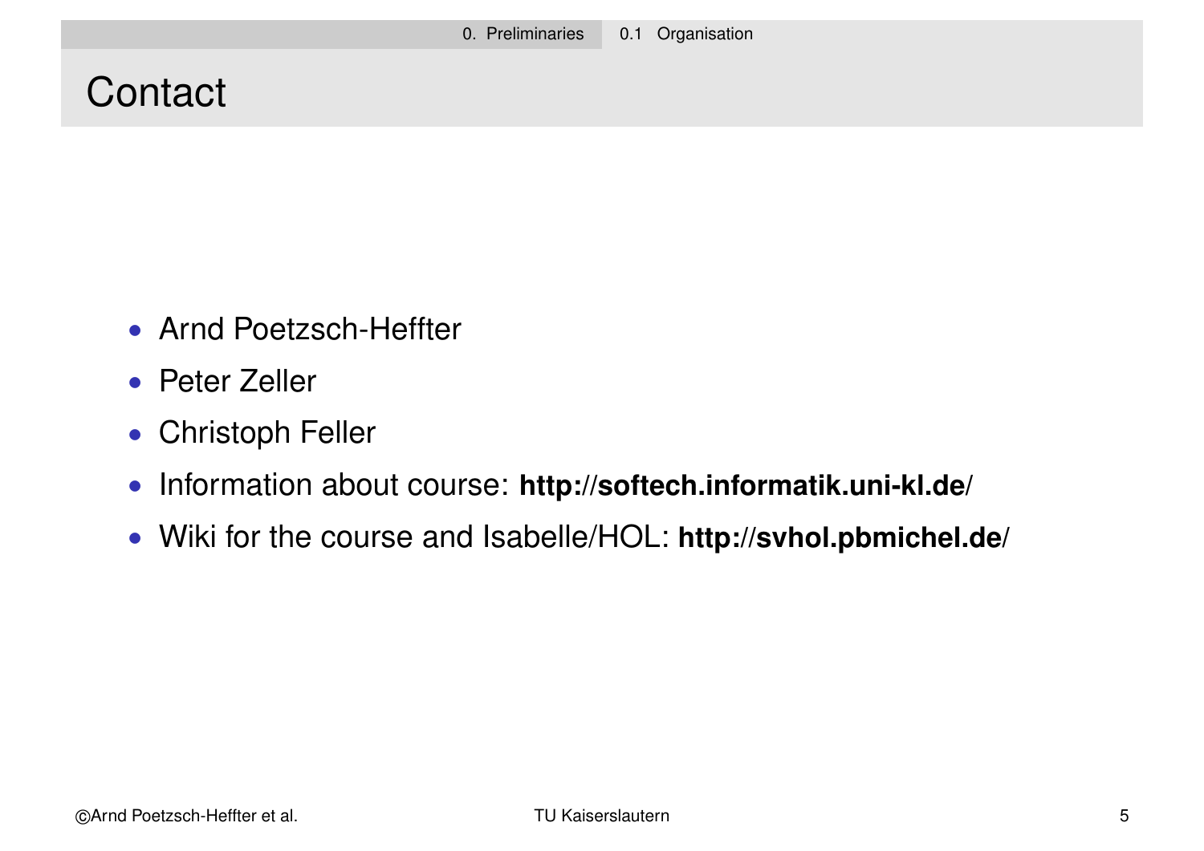# Contact

- Arnd Poetzsch-Heffter
- Peter Zeller
- Christoph Feller
- Information about course: **http://softech.informatik.uni-kl.de/**
- Wiki for the course and Isabelle/HOL: **http://svhol.pbmichel.de/**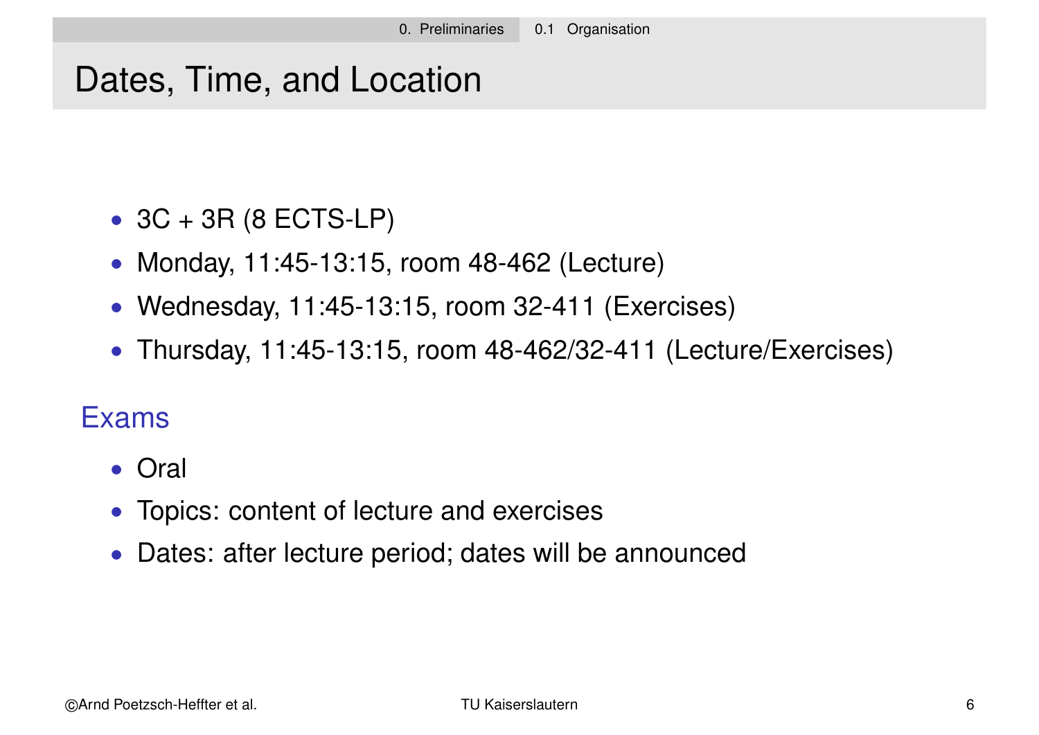# Dates, Time, and Location

- 3C + 3R (8 ECTS-LP)
- Monday, 11:45-13:15, room 48-462 (Lecture)
- Wednesday, 11:45-13:15, room 32-411 (Exercises)
- Thursday, 11:45-13:15, room 48-462/32-411 (Lecture/Exercises)

## Exams

- Oral
- Topics: content of lecture and exercises
- Dates: after lecture period; dates will be announced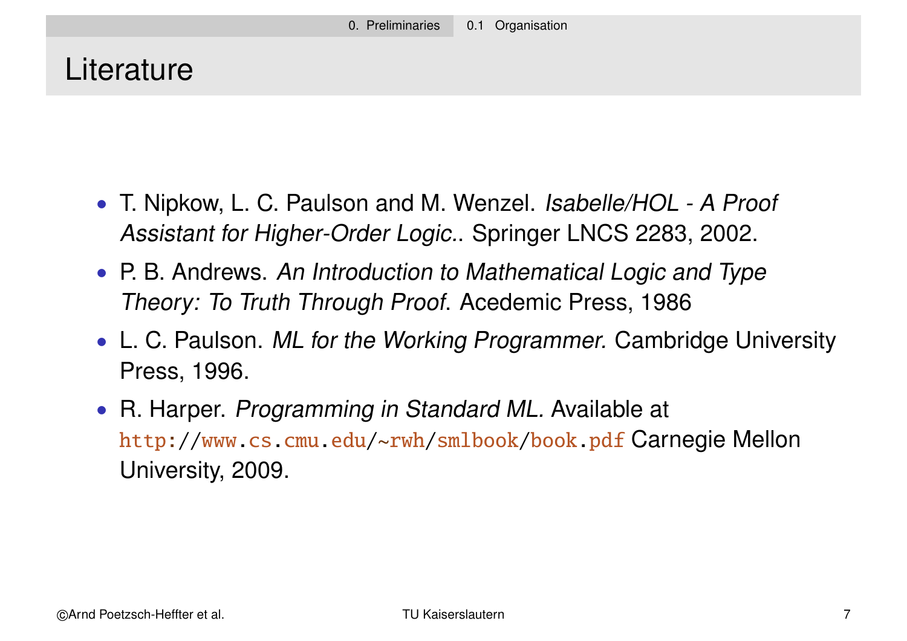# Literature

- T. Nipkow, L. C. Paulson and M. Wenzel. *Isabelle/HOL - A Proof Assistant for Higher-Order Logic.*. Springer LNCS 2283, 2002.
- P. B. Andrews. *An Introduction to Mathematical Logic and Type Theory: To Truth Through Proof*. Acedemic Press, 1986
- L. C. Paulson. *ML for the Working Programmer.* Cambridge University Press, 1996.
- R. Harper. *Programming in Standard ML.* Available at http://www.cs.cmu.edu/~rwh/smlbook/book.pdf Carnegie Mellon University, 2009.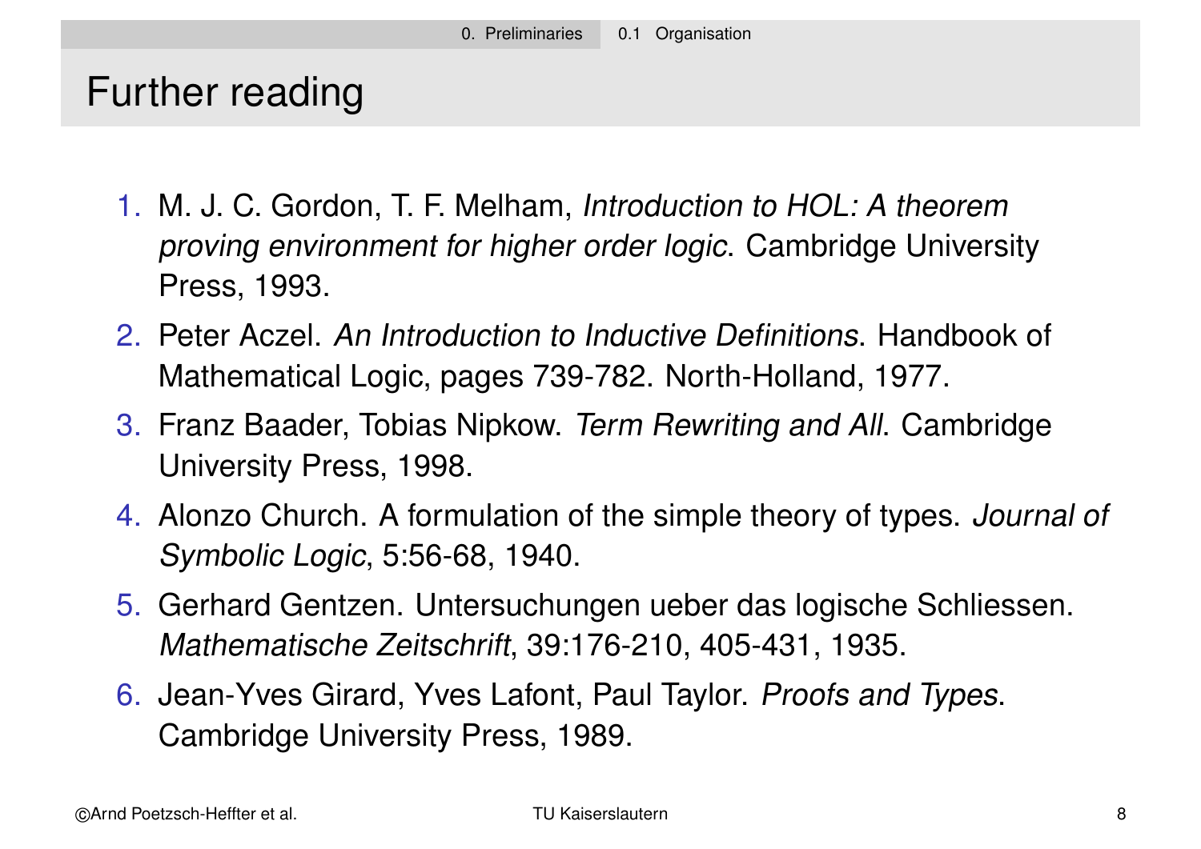# Further reading

1. M. J. C. Gordon, T. F. Melham, *Introduction to HOL: A theorem proving environment for higher order logic*. Cambridge University Press, 1993.
2. Peter Aczel. *An Introduction to Inductive Definitions*. Handbook of Mathematical Logic, pages 739-782. North-Holland, 1977.
3. Franz Baader, Tobias Nipkow. *Term Rewriting and All*. Cambridge University Press, 1998.
4. Alonzo Church. A formulation of the simple theory of types. *Journal of Symbolic Logic*, 5:56-68, 1940.
5. Gerhard Gentzen. Untersuchungen ueber das logische Schliessen. *Mathematische Zeitschrift*, 39:176-210, 405-431, 1935.
6. Jean-Yves Girard, Yves Lafont, Paul Taylor. *Proofs and Types*. Cambridge University Press, 1989.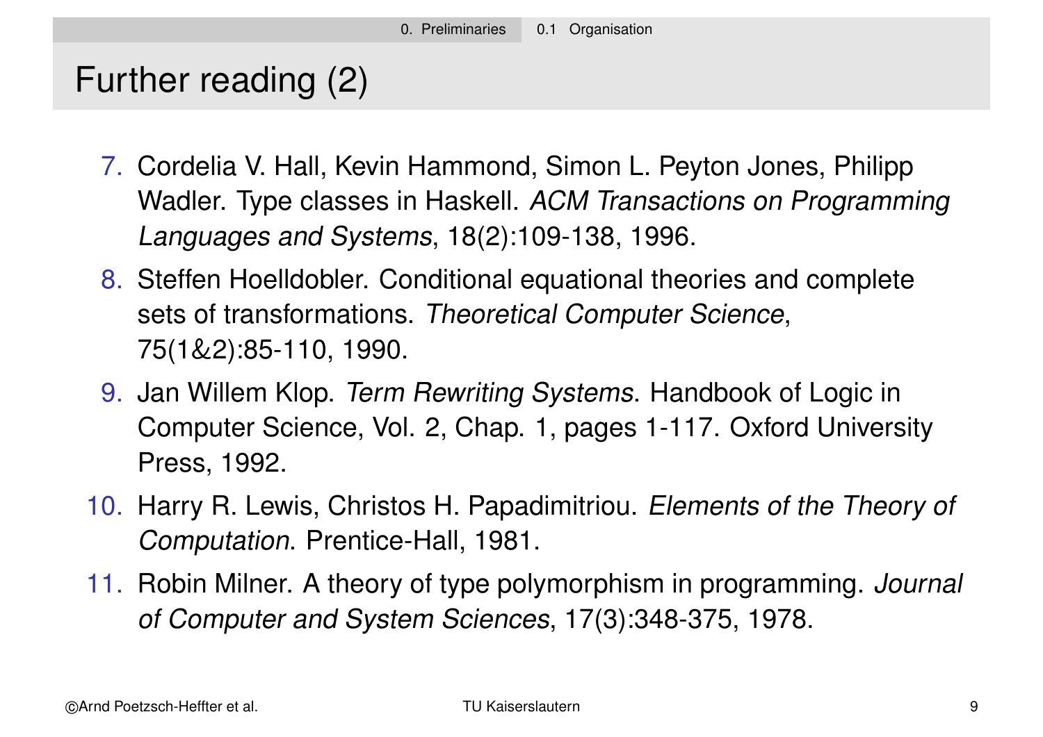# Further reading (2)

7. Cordelia V. Hall, Kevin Hammond, Simon L. Peyton Jones, Philipp Wadler. Type classes in Haskell. *ACM Transactions on Programming Languages and Systems*, 18(2):109-138, 1996.
8. Steffen Hoelldobler. Conditional equational theories and complete sets of transformations. *Theoretical Computer Science*, 75(1&2):85-110, 1990.
9. Jan Willem Klop. *Term Rewriting Systems*. Handbook of Logic in Computer Science, Vol. 2, Chap. 1, pages 1-117. Oxford University Press, 1992.
10. Harry R. Lewis, Christos H. Papadimitriou. *Elements of the Theory of Computation*. Prentice-Hall, 1981.
11. Robin Milner. A theory of type polymorphism in programming. *Journal of Computer and System Sciences*, 17(3):348-375, 1978.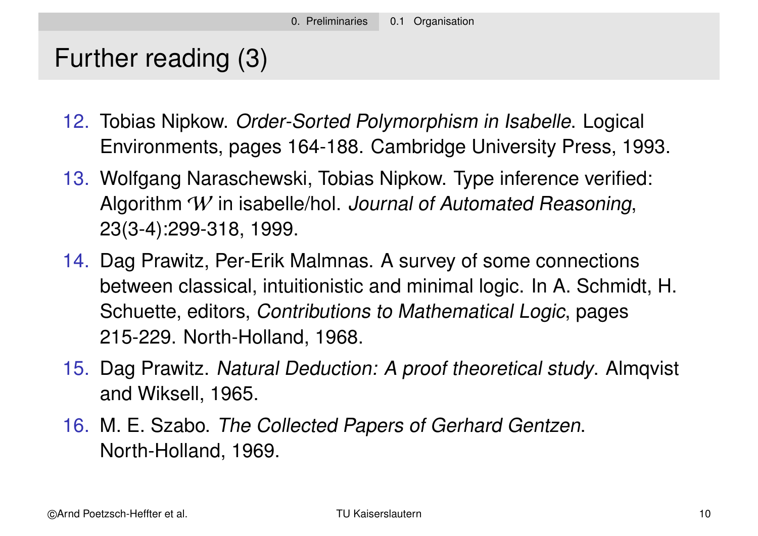# Further reading (3)

12. Tobias Nipkow. *Order-Sorted Polymorphism in Isabelle*. Logical Environments, pages 164-188. Cambridge University Press, 1993.
13. Wolfgang Naraschewski, Tobias Nipkow. Type inference verified: Algorithm $\mathcal{W}$ in isabelle/hol. *Journal of Automated Reasoning*, 23(3-4):299-318, 1999.
14. Dag Prawitz, Per-Erik Malmnas. A survey of some connections between classical, intuitionistic and minimal logic. In A. Schmidt, H. Schuette, editors, *Contributions to Mathematical Logic*, pages 215-229. North-Holland, 1968.
15. Dag Prawitz. *Natural Deduction: A proof theoretical study*. Almqvist and Wiksell, 1965.
16. M. E. Szabo. *The Collected Papers of Gerhard Gentzen*. North-Holland, 1969.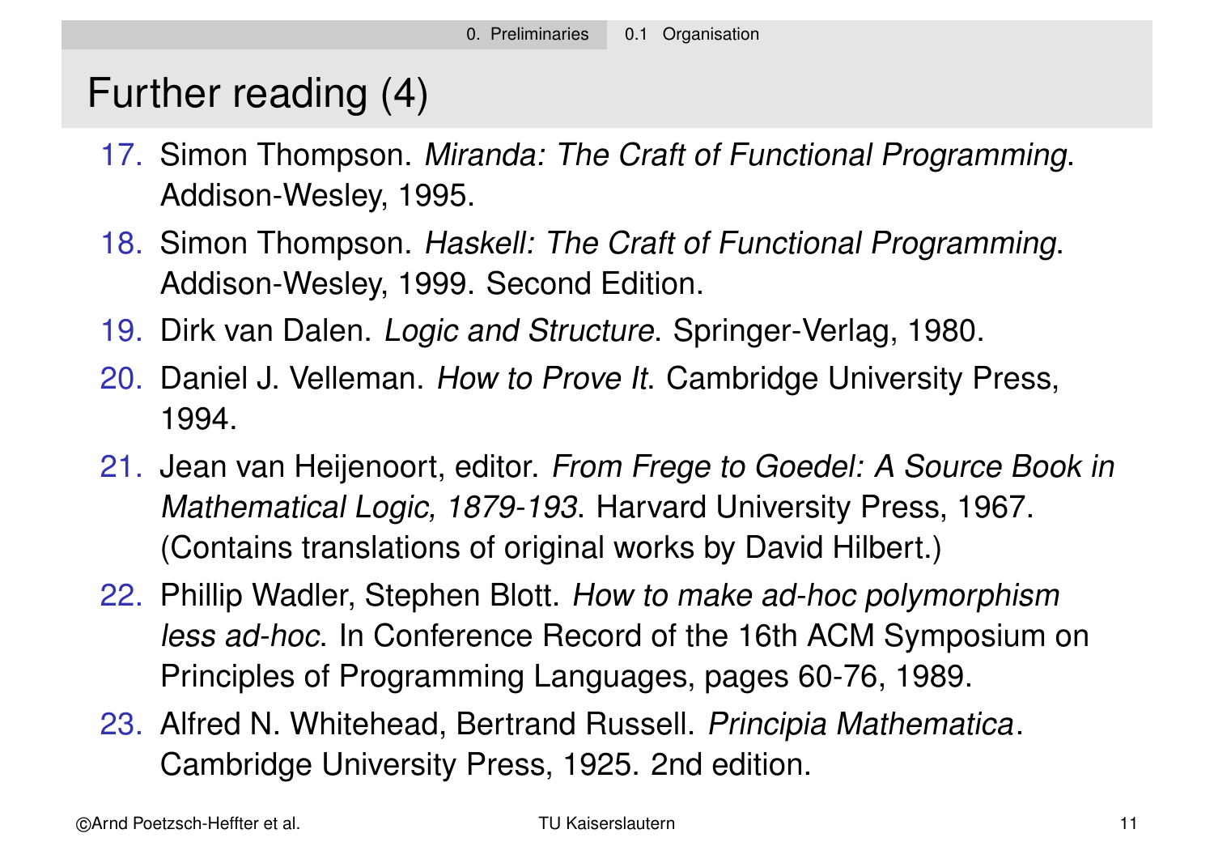# Further reading (4)

17. Simon Thompson. *Miranda: The Craft of Functional Programming*. Addison-Wesley, 1995.
18. Simon Thompson. *Haskell: The Craft of Functional Programming*. Addison-Wesley, 1999. Second Edition.
19. Dirk van Dalen. *Logic and Structure*. Springer-Verlag, 1980.
20. Daniel J. Velleman. *How to Prove It*. Cambridge University Press, 1994.
21. Jean van Heijenoort, editor. *From Frege to Goedel: A Source Book in Mathematical Logic, 1879-193*. Harvard University Press, 1967. (Contains translations of original works by David Hilbert.)
22. Phillip Wadler, Stephen Blott. *How to make ad-hoc polymorphism less ad-hoc*. In Conference Record of the 16th ACM Symposium on Principles of Programming Languages, pages 60-76, 1989.
23. Alfred N. Whitehead, Bertrand Russell. *Principia Mathematica*. Cambridge University Press, 1925. 2nd edition.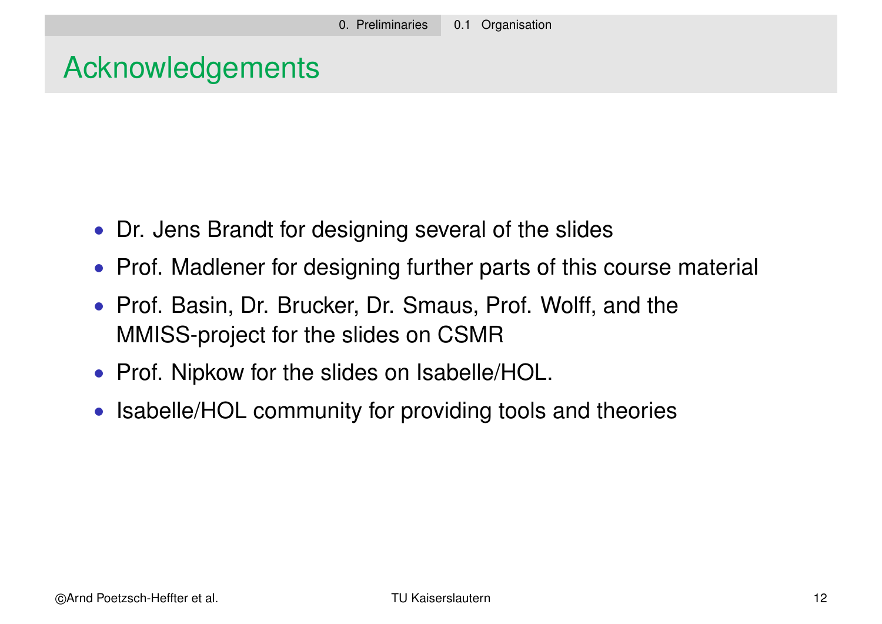# Acknowledgements

- Dr. Jens Brandt for designing several of the slides
- Prof. Madlener for designing further parts of this course material
- Prof. Basin, Dr. Brucker, Dr. Smaus, Prof. Wolff, and the MMISS-project for the slides on CSMR
- Prof. Nipkow for the slides on Isabelle/HOL.
- Isabelle/HOL community for providing tools and theories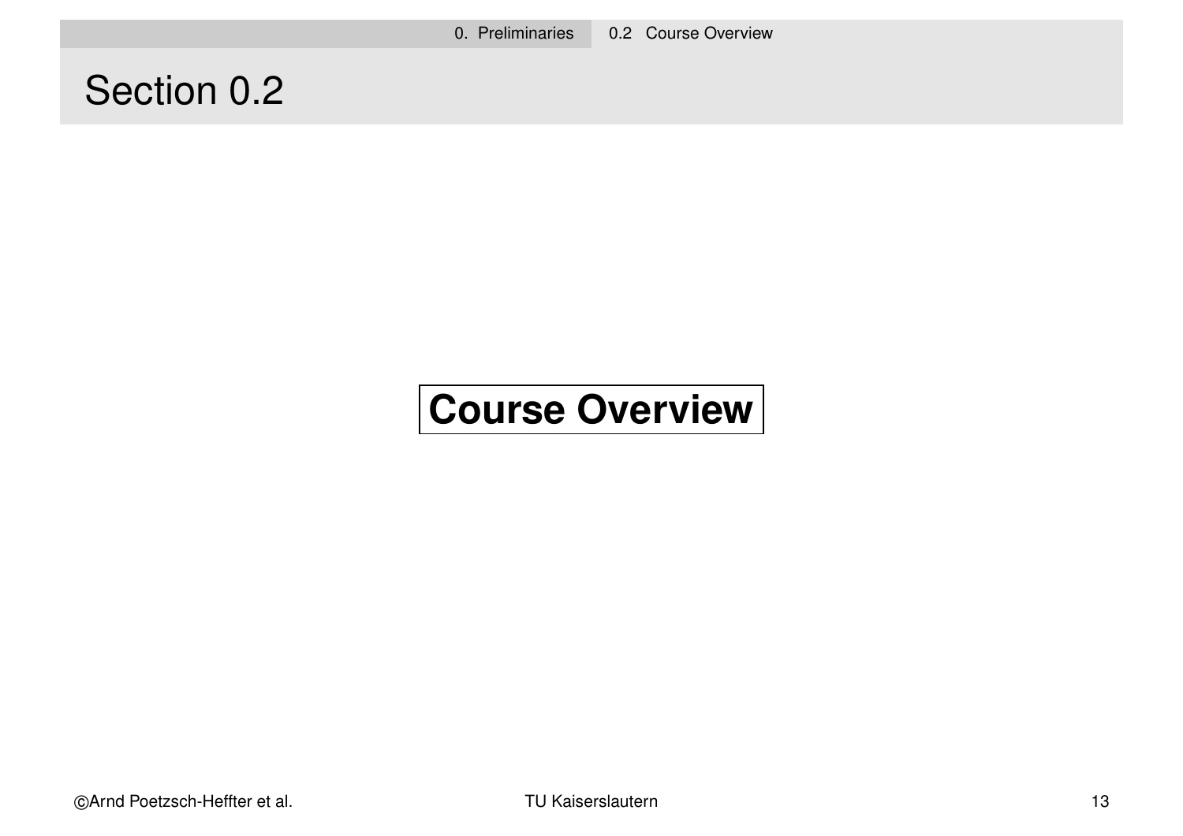# Section 0.2

**Course Overview**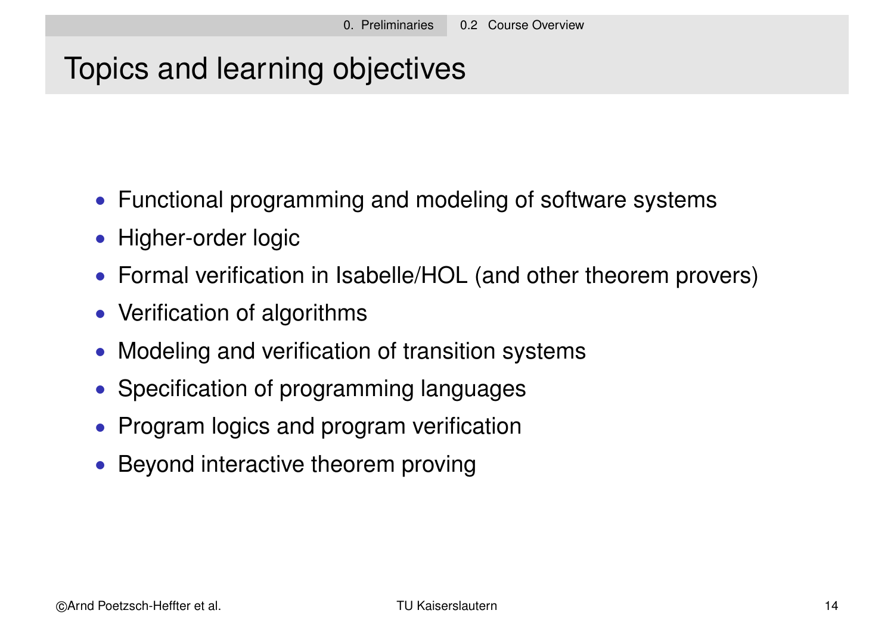# Topics and learning objectives

- Functional programming and modeling of software systems
- Higher-order logic
- Formal verification in Isabelle/HOL (and other theorem provers)
- Verification of algorithms
- Modeling and verification of transition systems
- Specification of programming languages
- Program logics and program verification
- Beyond interactive theorem proving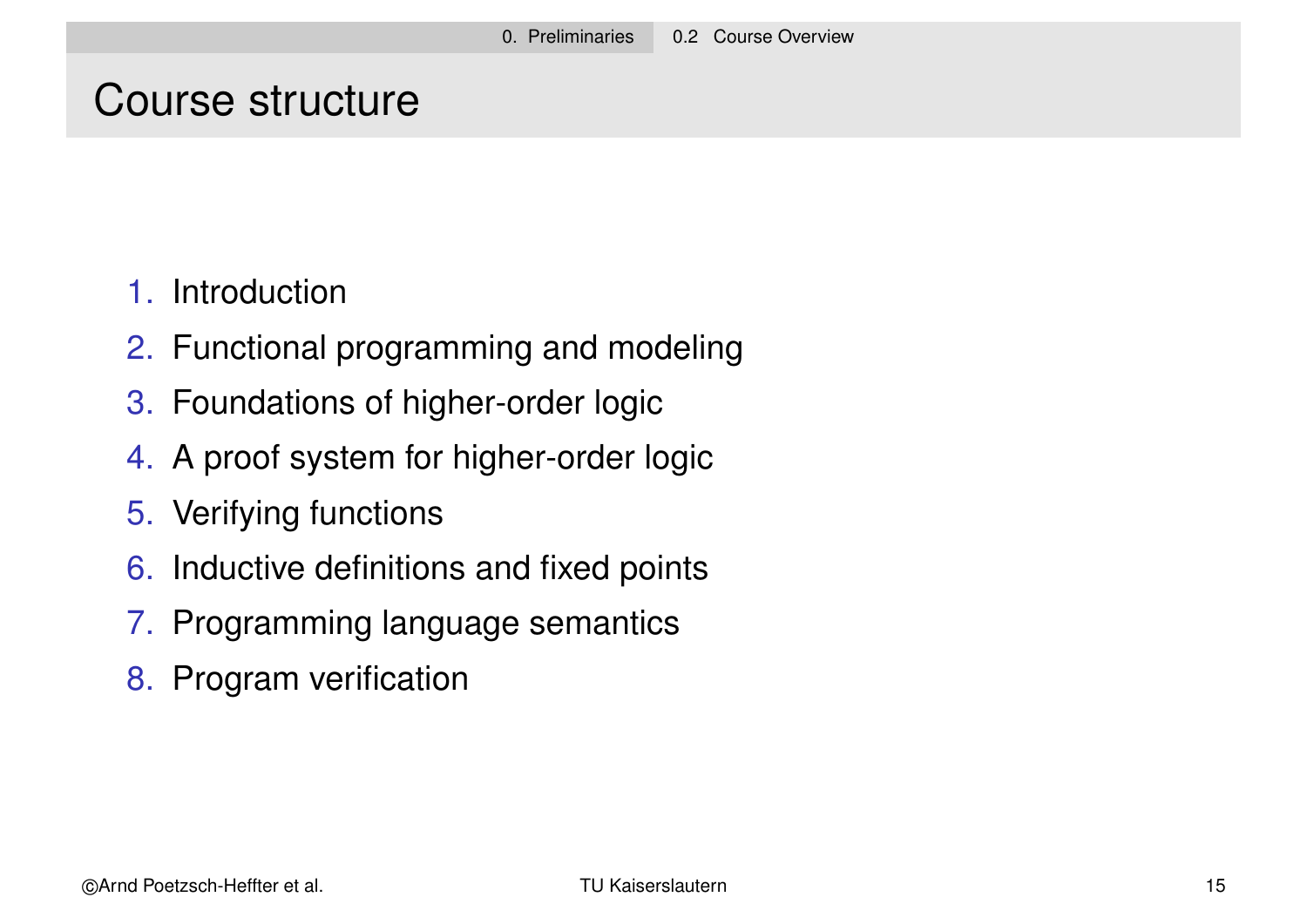# Course structure

1. Introduction
2. Functional programming and modeling
3. Foundations of higher-order logic
4. A proof system for higher-order logic
5. Verifying functions
6. Inductive definitions and fixed points
7. Programming language semantics
8. Program verification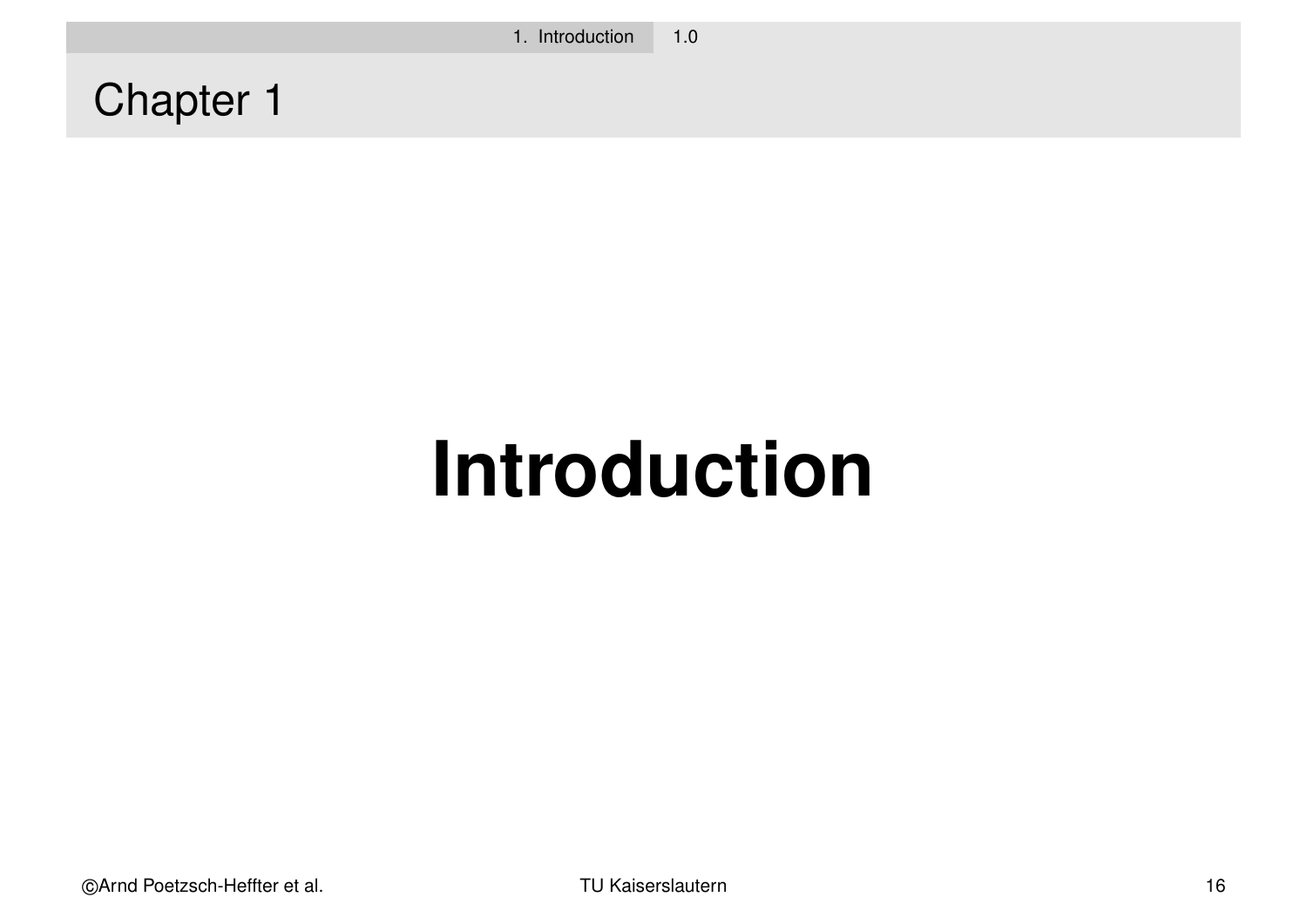# Chapter 1

# Introduction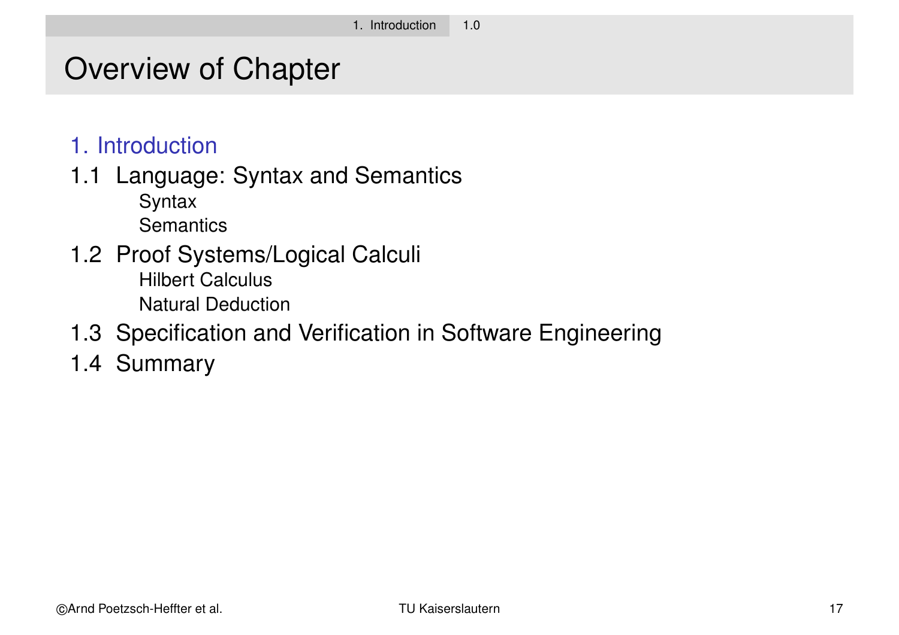# Overview of Chapter

1. Introduction

1.1 Language: Syntax and Semantics
- Syntax
- Semantics

1.2 Proof Systems/Logical Calculi
- Hilbert Calculus
- Natural Deduction

1.3 Specification and Verification in Software Engineering

1.4 Summary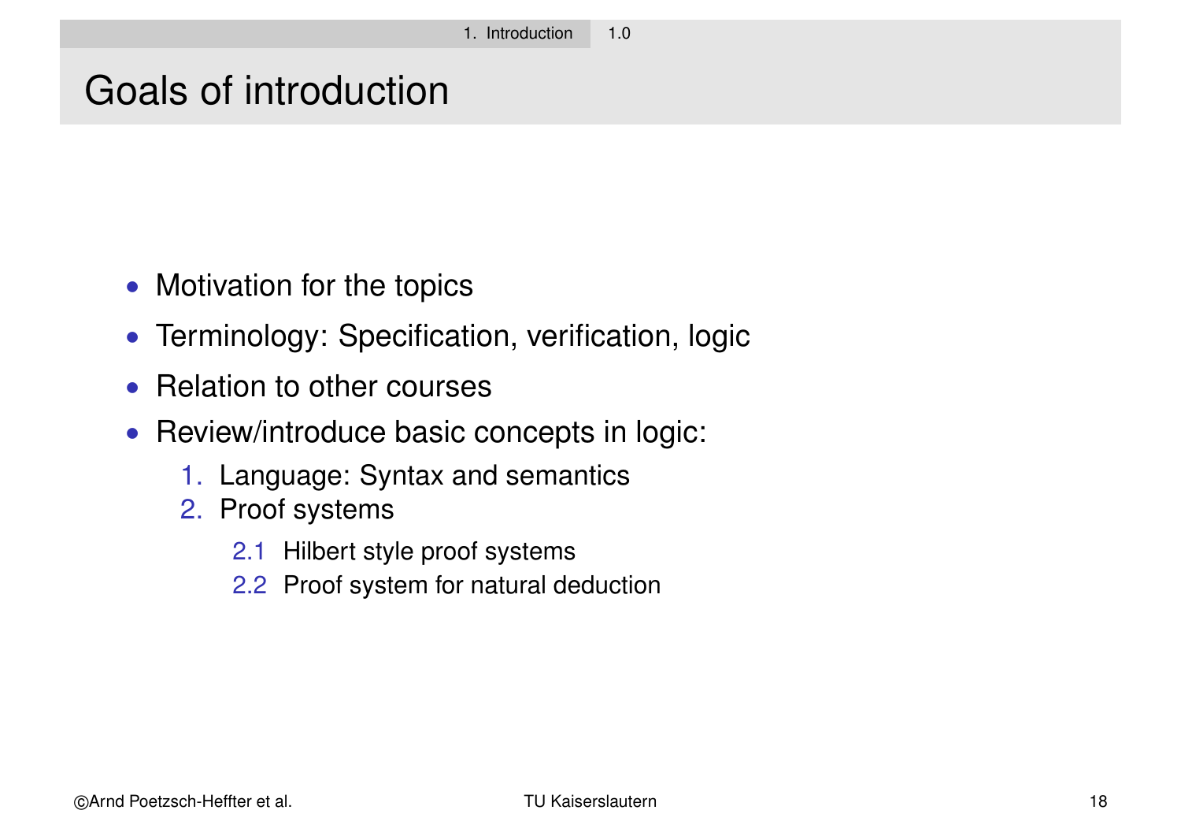# Goals of introduction

- Motivation for the topics
- Terminology: Specification, verification, logic
- Relation to other courses
- Review/introduce basic concepts in logic:
  1. Language: Syntax and semantics
  2. Proof systems
     - 2.1 Hilbert style proof systems
     - 2.2 Proof system for natural deduction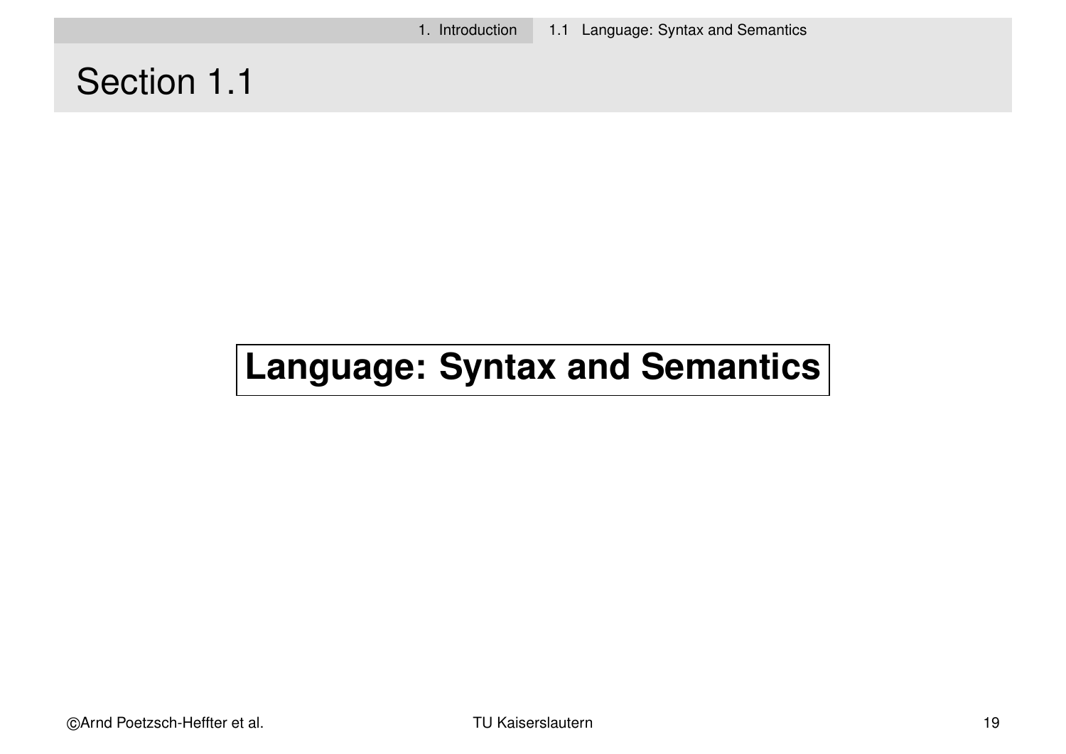# Section 1.1

**Language: Syntax and Semantics**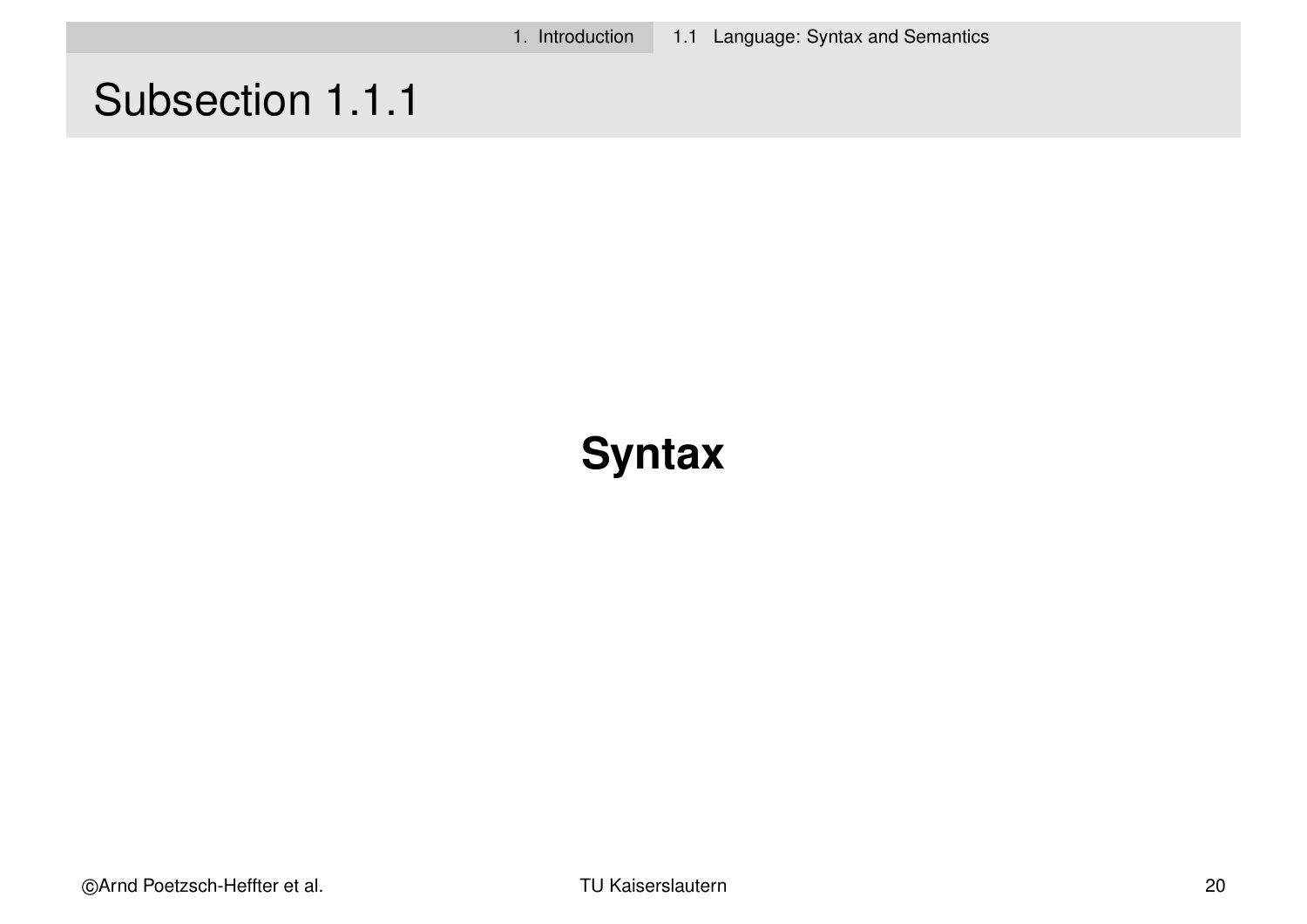# Subsection 1.1.1

**Syntax**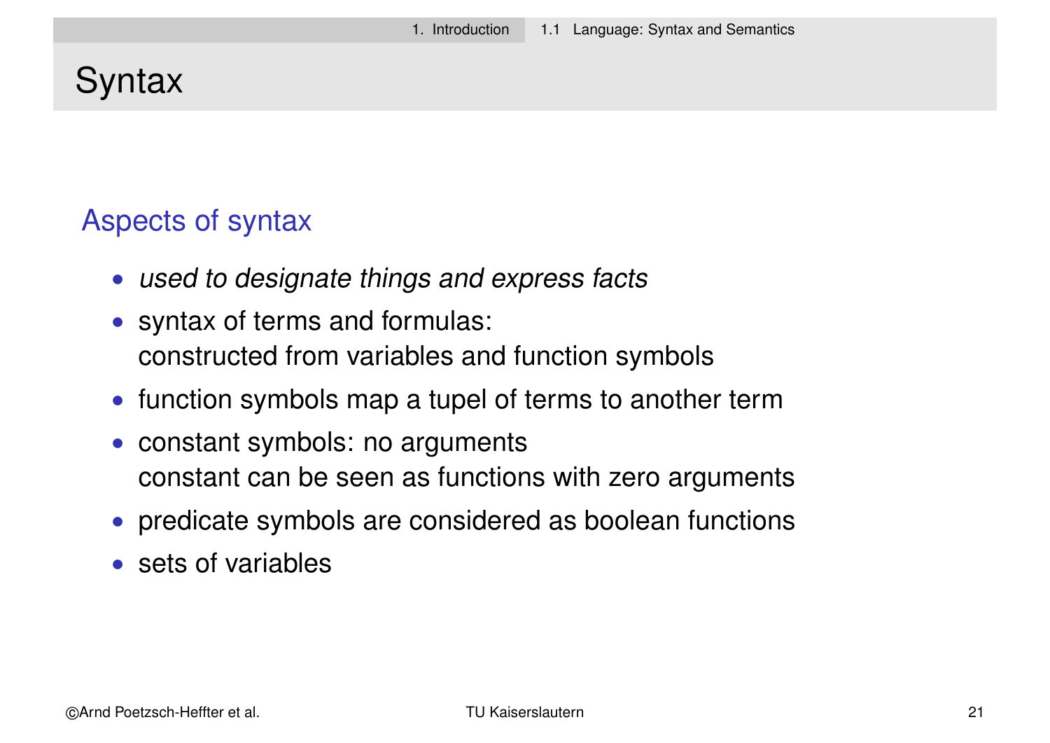# Syntax

## Aspects of syntax

- *used to designate things and express facts*
- syntax of terms and formulas:
  constructed from variables and function symbols
- function symbols map a tupel of terms to another term
- constant symbols: no arguments
  constant can be seen as functions with zero arguments
- predicate symbols are considered as boolean functions
- sets of variables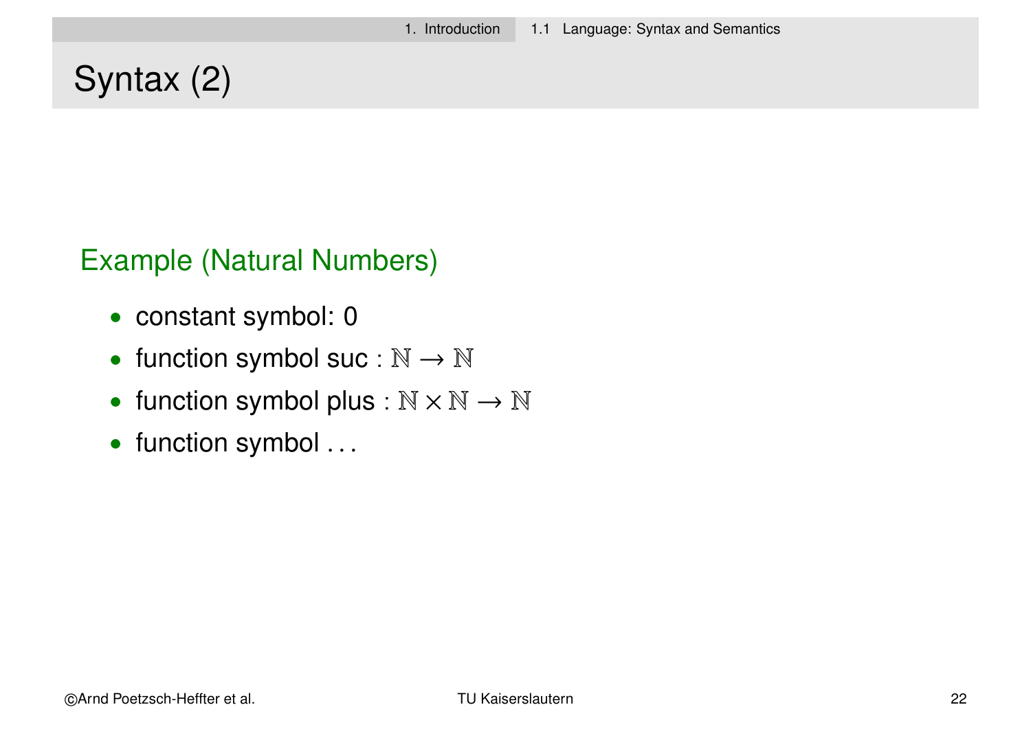# Syntax (2)

## Example (Natural Numbers)

- constant symbol: 0
- function symbol suc : $\mathbb{N} \rightarrow \mathbb{N}$
- function symbol plus : $\mathbb{N} \times \mathbb{N} \rightarrow \mathbb{N}$
- function symbol ...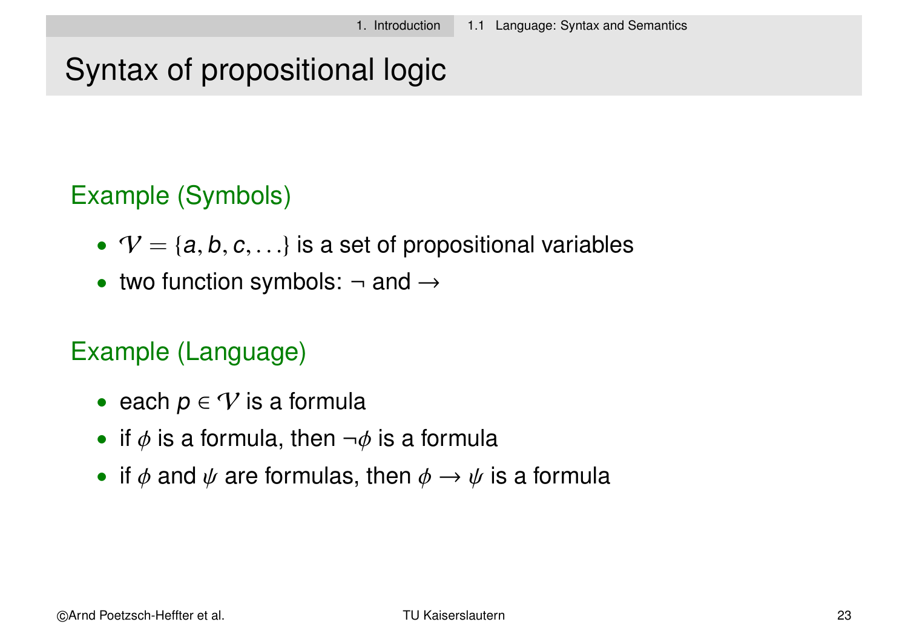# Syntax of propositional logic

### Example (Symbols)

- $\mathcal{V} = \{a, b, c, \ldots\}$ is a set of propositional variables
- two function symbols: $\neg$ and $\rightarrow$

### Example (Language)

- each $p \in \mathcal{V}$ is a formula
- if $\phi$ is a formula, then $\neg\phi$ is a formula
- if $\phi$ and $\psi$ are formulas, then $\phi \rightarrow \psi$ is a formula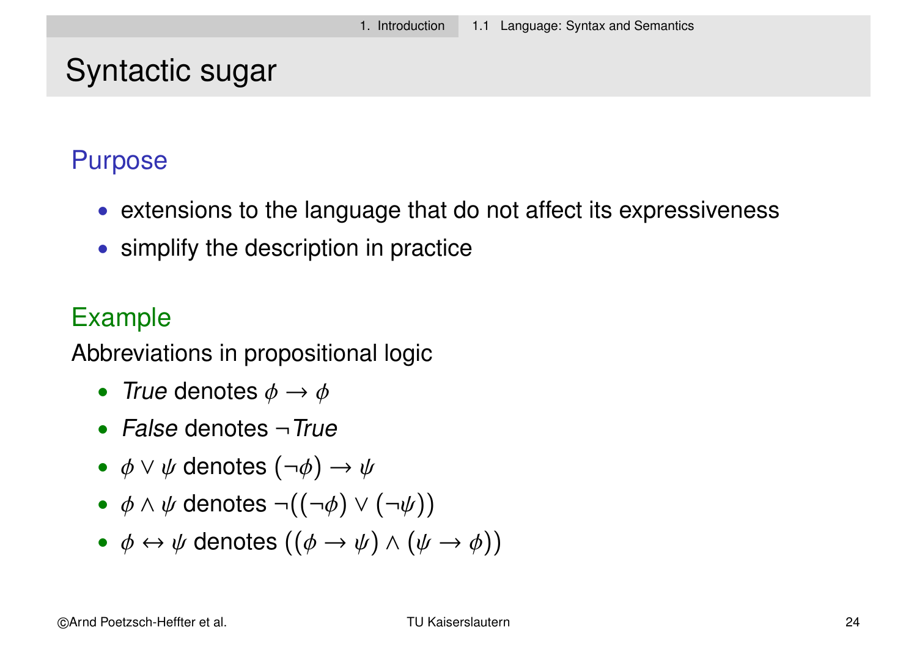# Syntactic sugar

### Purpose

- extensions to the language that do not affect its expressiveness
- simplify the description in practice

### Example

Abbreviations in propositional logic

- *True* denotes $\phi \rightarrow \phi$
- *False* denotes $\neg$*True*
- $\phi \vee \psi$ denotes $(\neg\phi) \rightarrow \psi$
- $\phi \wedge \psi$ denotes $\neg((\neg\phi) \vee (\neg\psi))$
- $\phi \leftrightarrow \psi$ denotes $((\phi \rightarrow \psi) \wedge (\psi \rightarrow \phi))$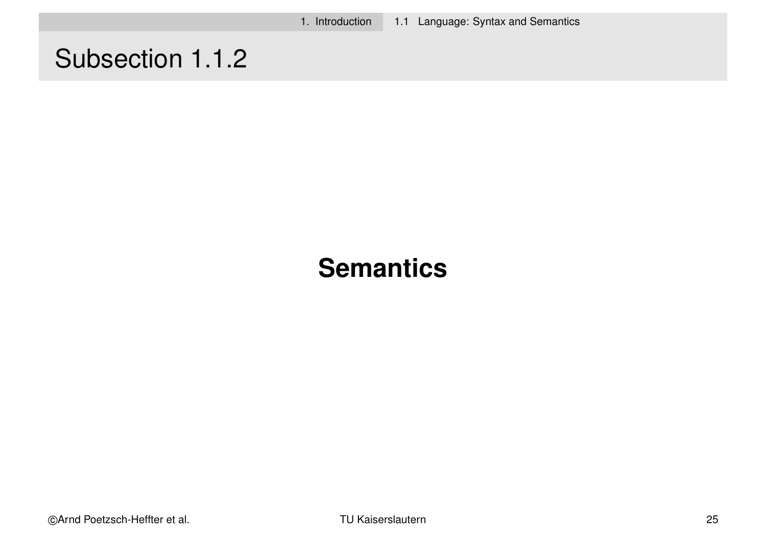# Subsection 1.1.2

**Semantics**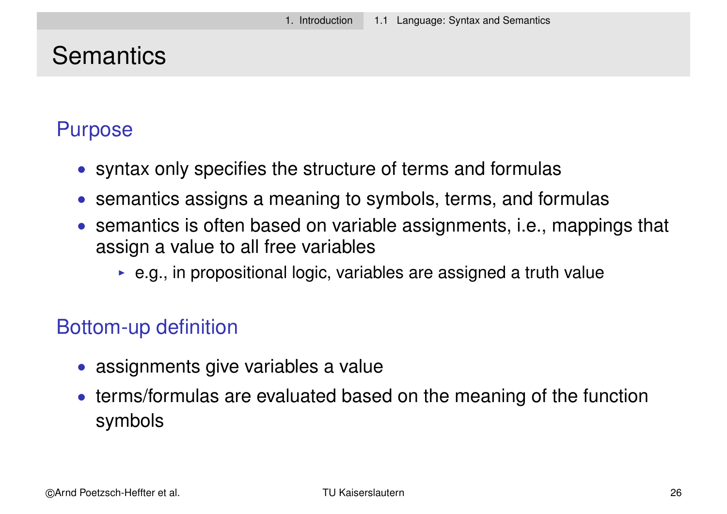# Semantics

## Purpose

- syntax only specifies the structure of terms and formulas
- semantics assigns a meaning to symbols, terms, and formulas
- semantics is often based on variable assignments, i.e., mappings that assign a value to all free variables
  - e.g., in propositional logic, variables are assigned a truth value

## Bottom-up definition

- assignments give variables a value
- terms/formulas are evaluated based on the meaning of the function symbols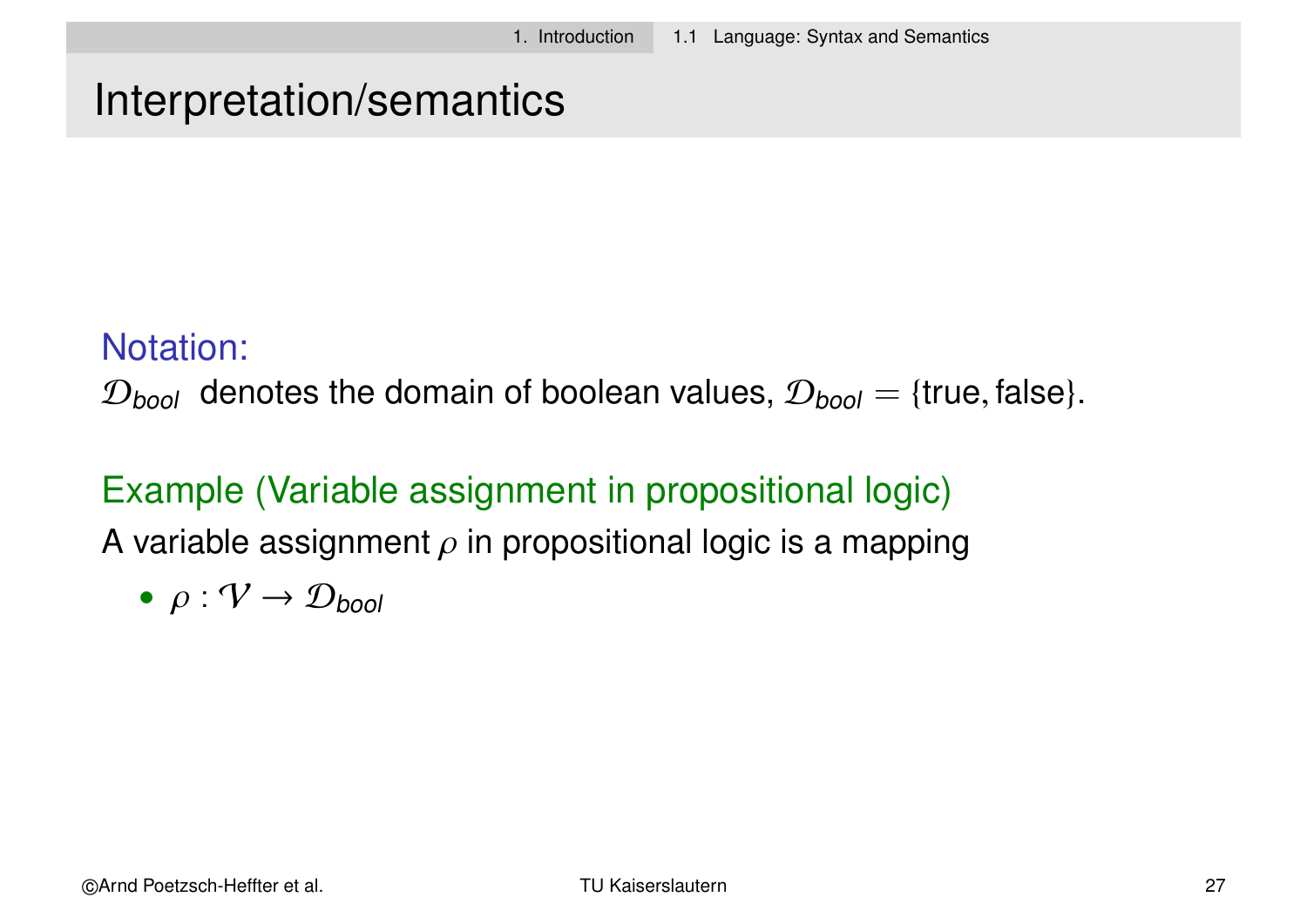# Interpretation/semantics

**Notation:**

$\mathcal{D}_{bool}$ denotes the domain of boolean values, $\mathcal{D}_{bool} = \{\text{true}, \text{false}\}$.

**Example (Variable assignment in propositional logic)**

A variable assignment $\rho$ in propositional logic is a mapping

- $\rho : \mathcal{V} \to \mathcal{D}_{bool}$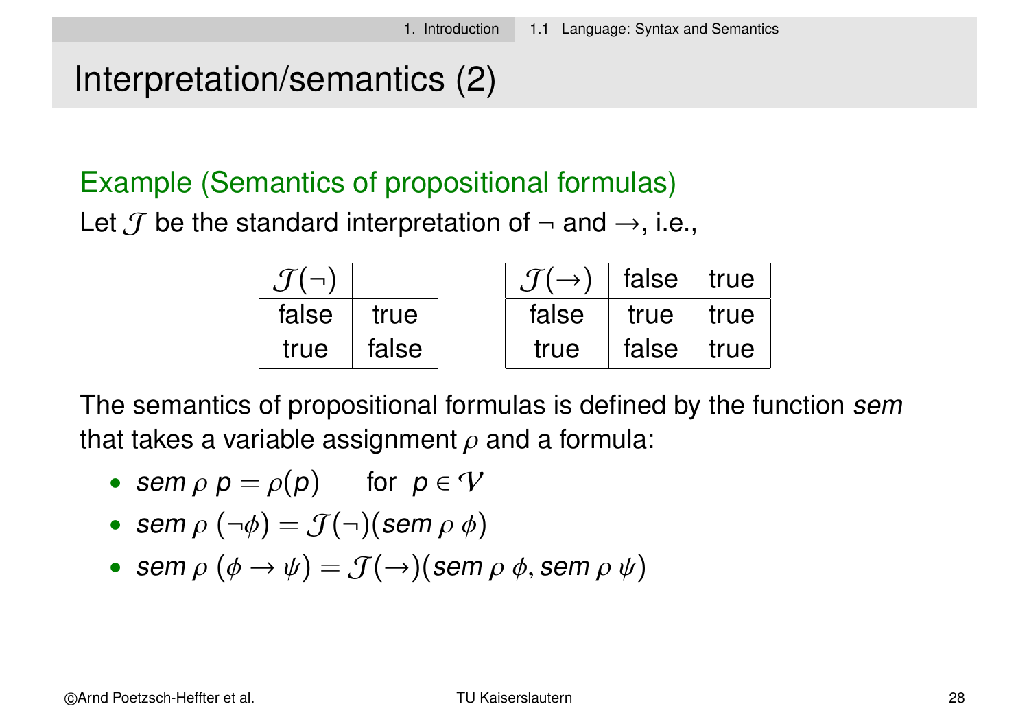# Interpretation/semantics (2)

### Example (Semantics of propositional formulas)

Let $\mathcal{J}$ be the standard interpretation of $\neg$ and $\rightarrow$, i.e.,

| $\mathcal{J}(\neg)$ | |
|---|---|
| false | true |
| true | false |

| $\mathcal{J}(\rightarrow)$ | false | true |
|---|---|---|
| false | true | true |
| true | false | true |

The semantics of propositional formulas is defined by the function *sem* that takes a variable assignment $\rho$ and a formula:

- $sem\ \rho\ p = \rho(p) \quad$ for $\ p \in \mathcal{V}$
- $sem\ \rho\ (\neg\phi) = \mathcal{J}(\neg)(sem\ \rho\ \phi)$
- $sem\ \rho\ (\phi \rightarrow \psi) = \mathcal{J}(\rightarrow)(sem\ \rho\ \phi, sem\ \rho\ \psi)$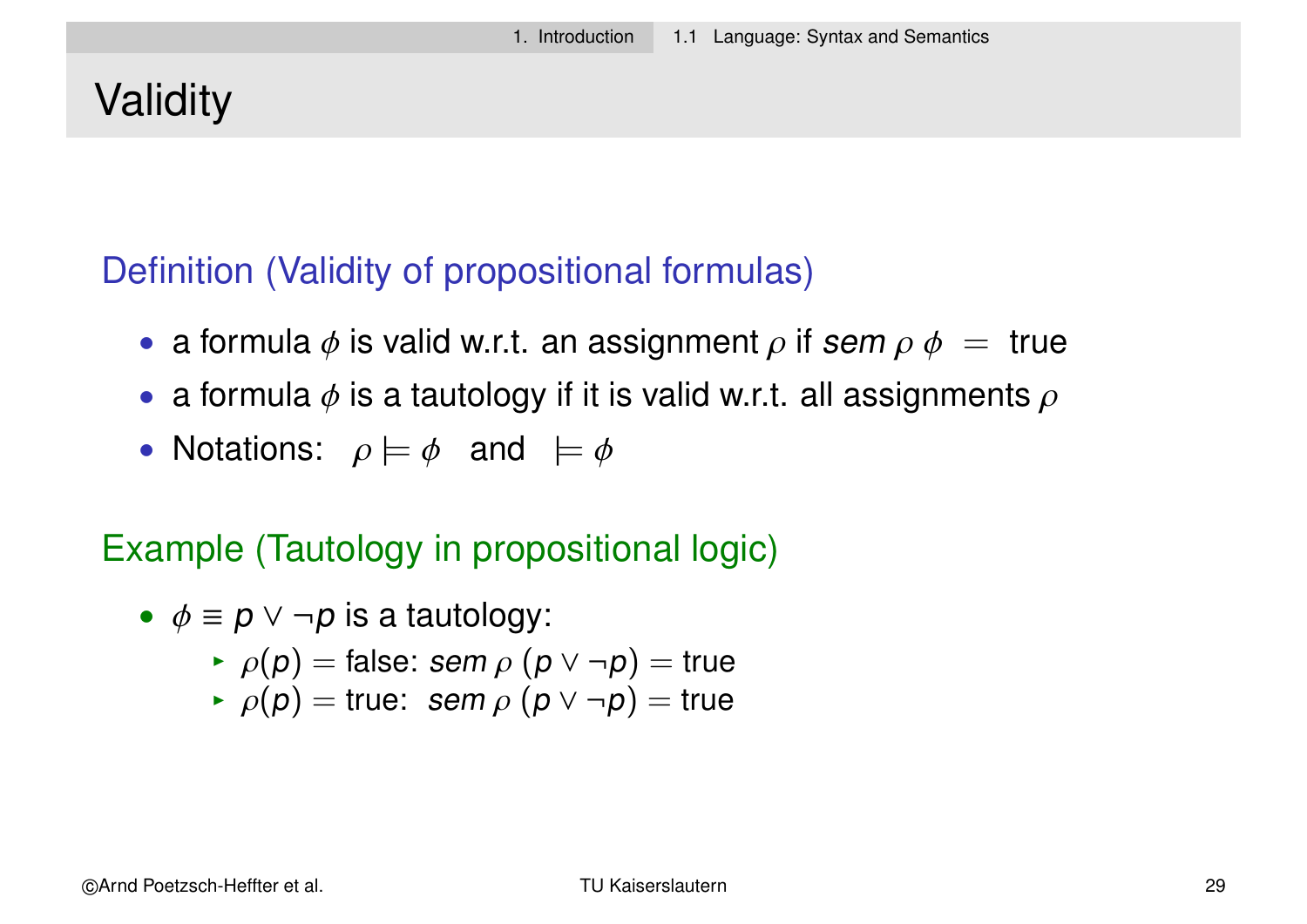# Validity

**Definition (Validity of propositional formulas)**

- a formula $\phi$ is valid w.r.t. an assignment $\rho$ if *sem* $\rho\ \phi\ =$ true
- a formula $\phi$ is a tautology if it is valid w.r.t. all assignments $\rho$
- Notations: $\rho \models \phi$ and $\models \phi$

**Example (Tautology in propositional logic)**

- $\phi \equiv p \vee \neg p$ is a tautology:
  - $\rho(p) =$ false: *sem* $\rho\ (p \vee \neg p) =$ true
  - $\rho(p) =$ true: *sem* $\rho\ (p \vee \neg p) =$ true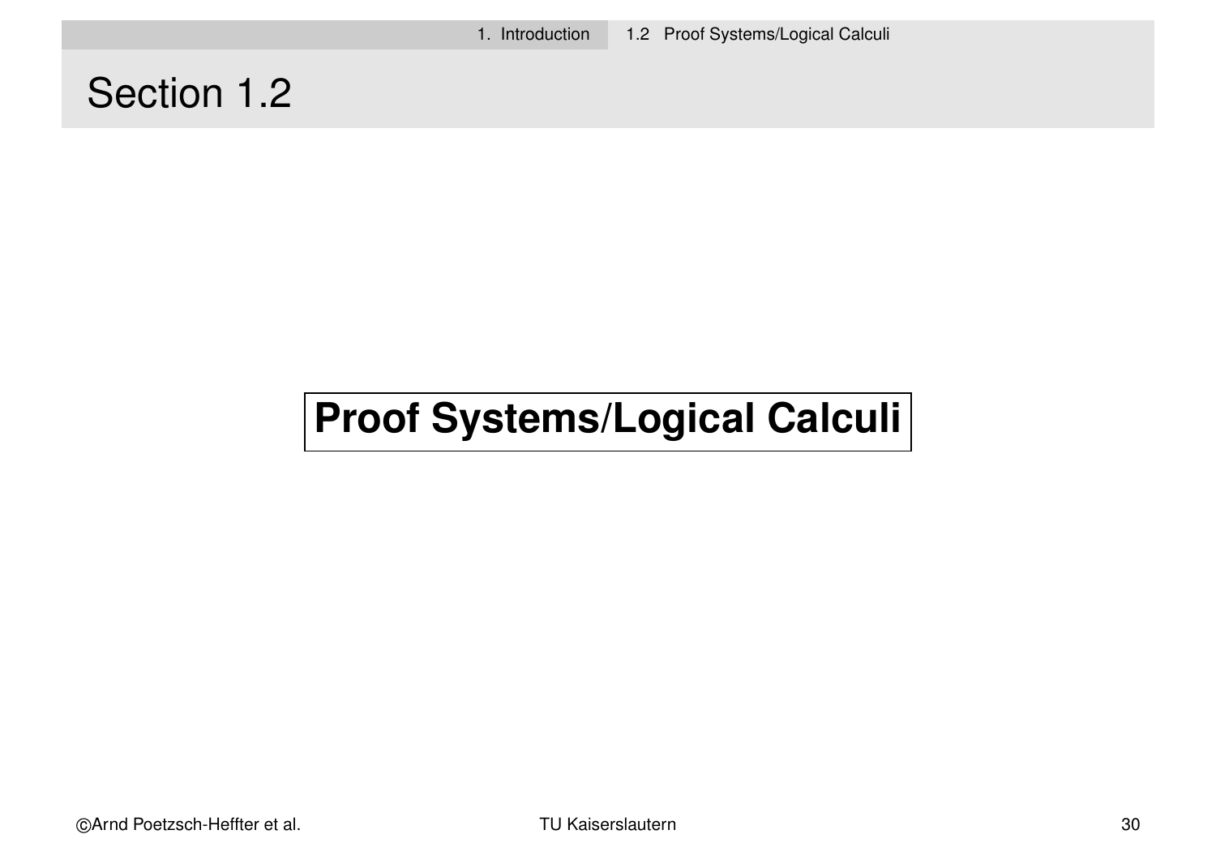# Section 1.2

**Proof Systems/Logical Calculi**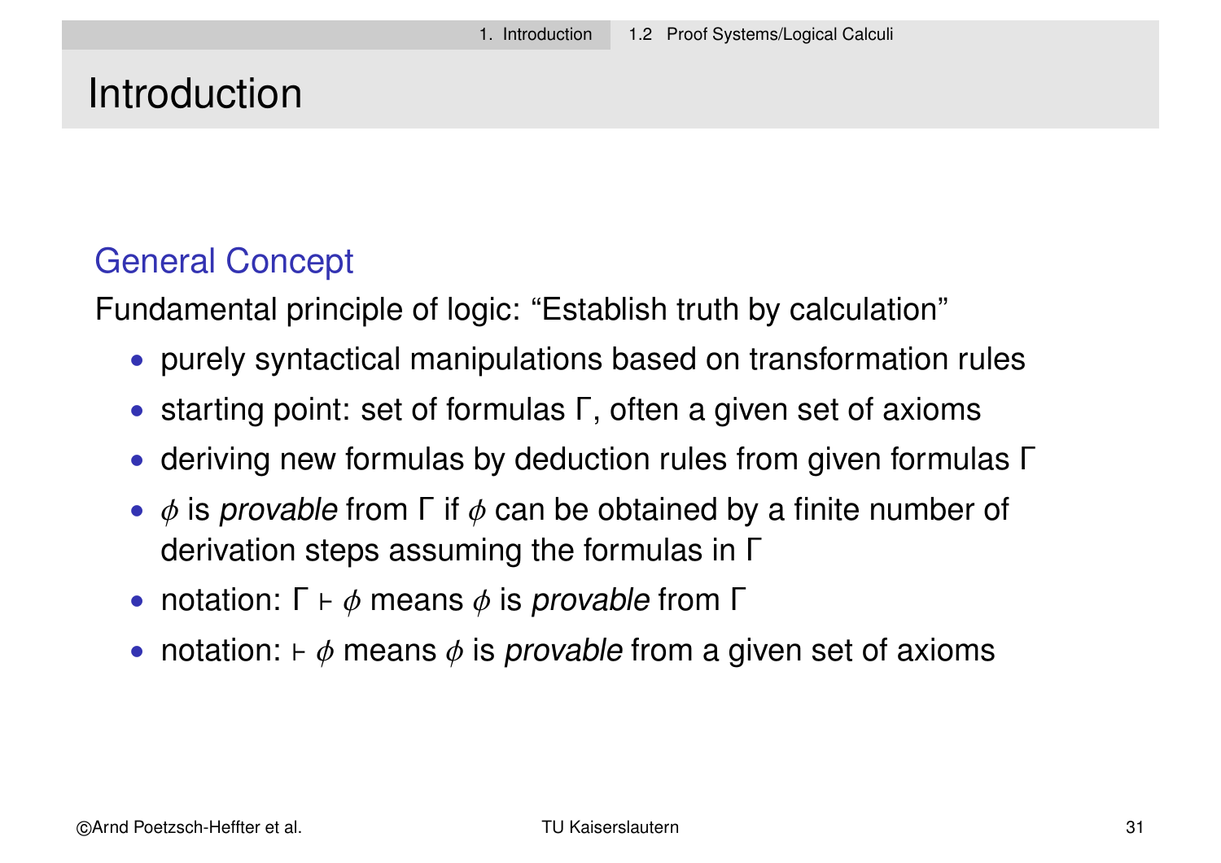# Introduction

## General Concept

Fundamental principle of logic: "Establish truth by calculation"

- purely syntactical manipulations based on transformation rules
- starting point: set of formulas $\Gamma$, often a given set of axioms
- deriving new formulas by deduction rules from given formulas $\Gamma$
- $\phi$ is *provable* from $\Gamma$ if $\phi$ can be obtained by a finite number of derivation steps assuming the formulas in $\Gamma$
- notation: $\Gamma \vdash \phi$ means $\phi$ is *provable* from $\Gamma$
- notation: $\vdash \phi$ means $\phi$ is *provable* from a given set of axioms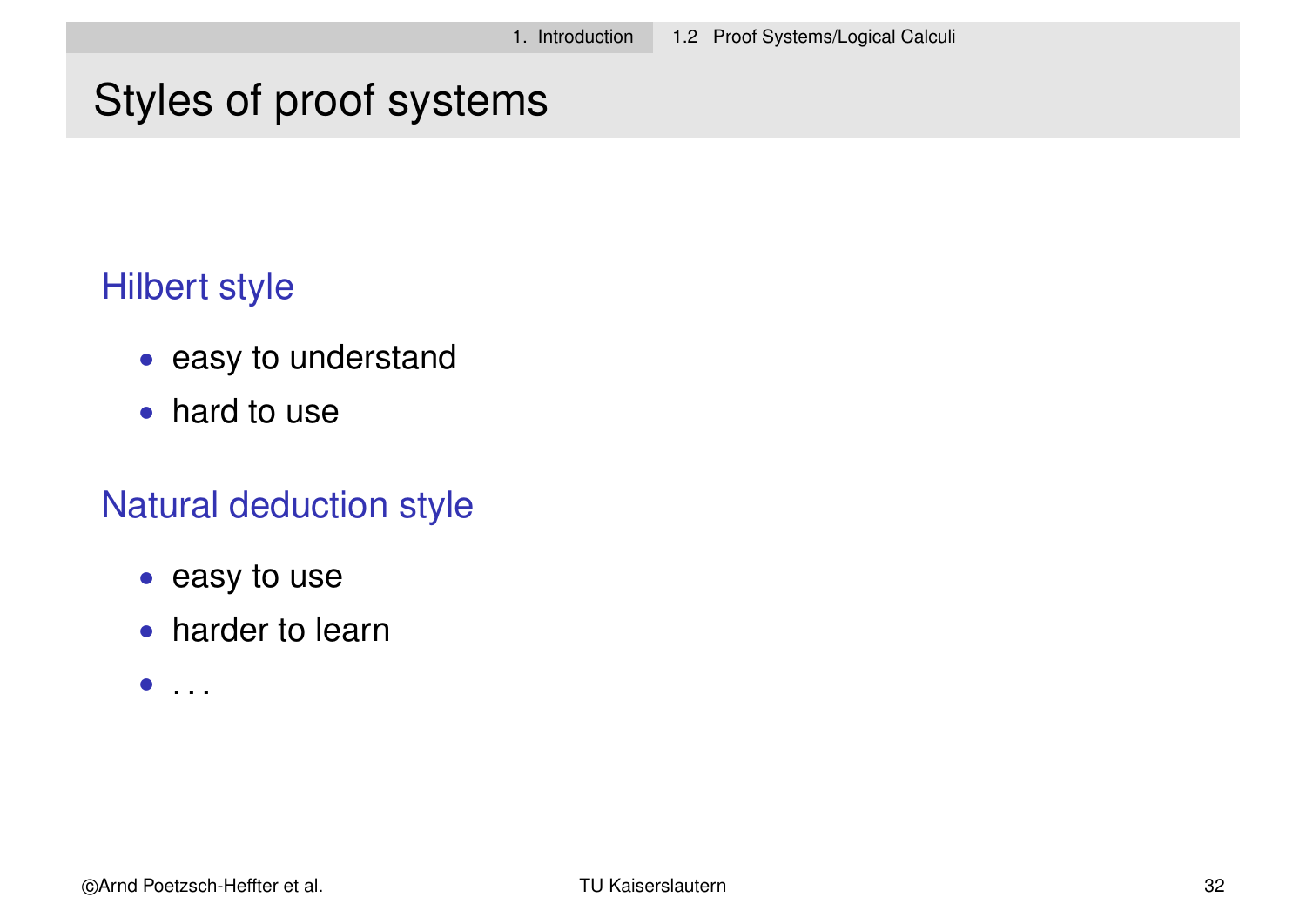# Styles of proof systems

### Hilbert style

- easy to understand
- hard to use

### Natural deduction style

- easy to use
- harder to learn
- ...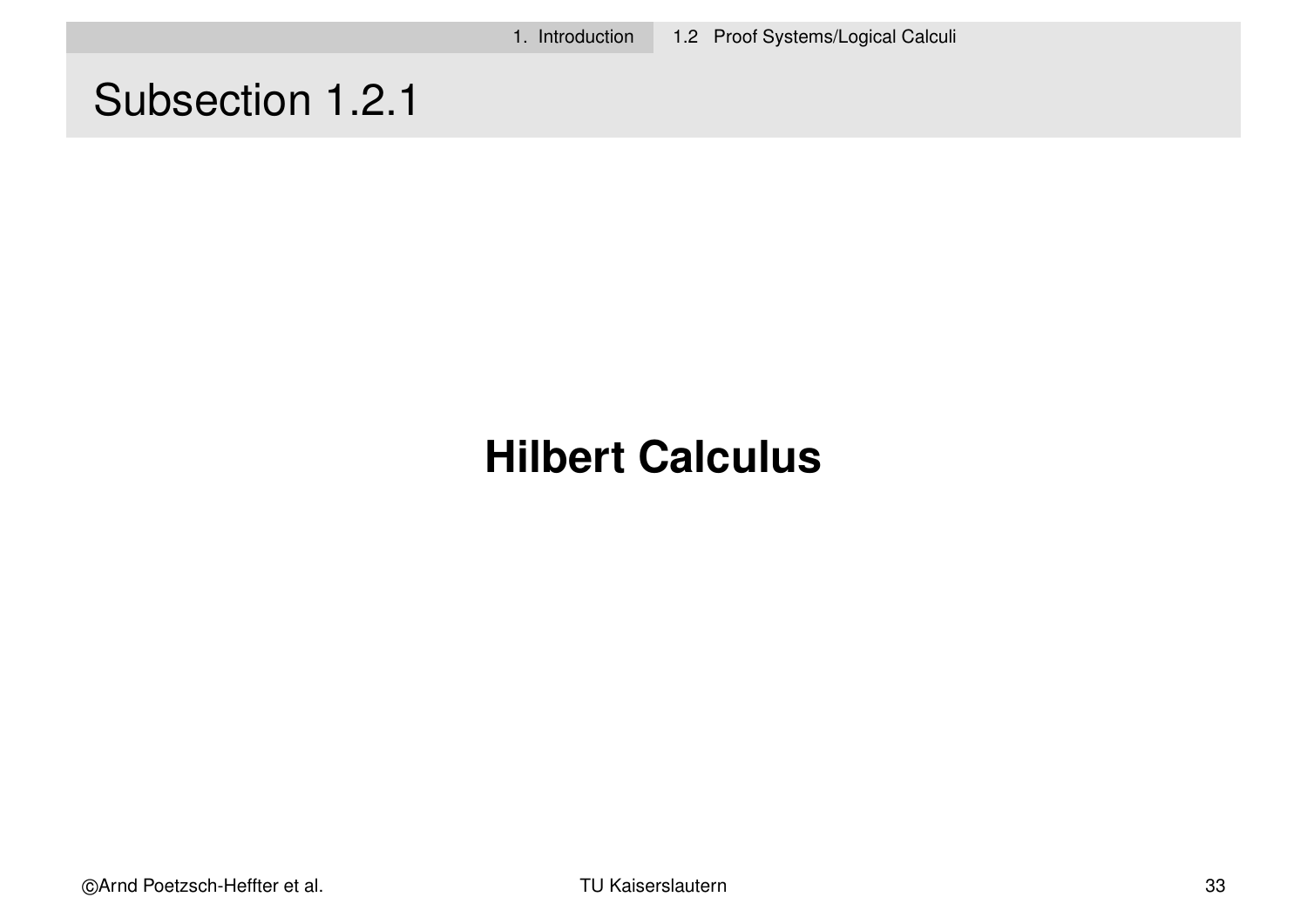# Subsection 1.2.1

## Hilbert Calculus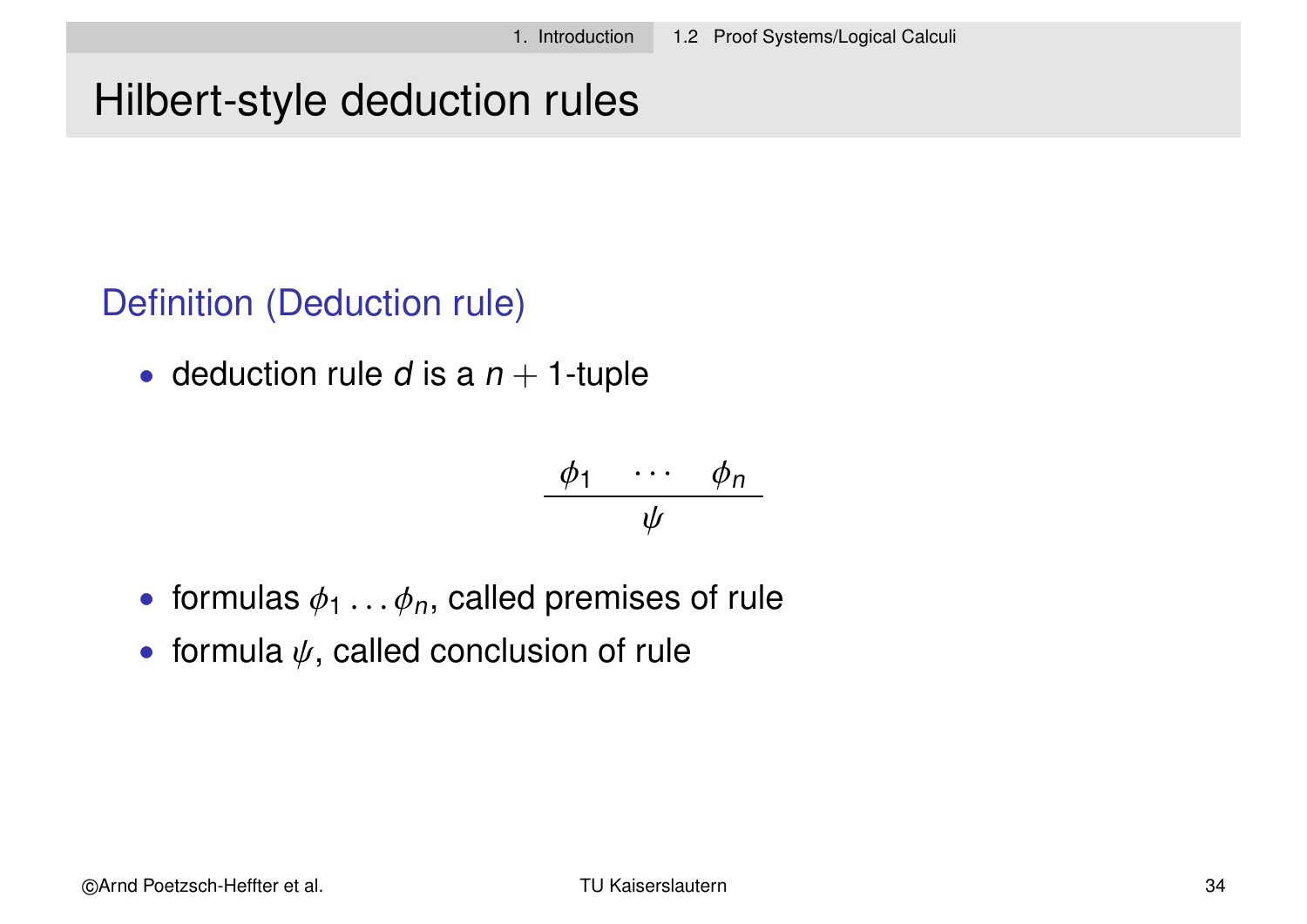# Hilbert-style deduction rules

## Definition (Deduction rule)

- deduction rule $d$ is a $n + 1$-tuple

$$\frac{\phi_1 \quad \cdots \quad \phi_n}{\psi}$$

- formulas $\phi_1 \ldots \phi_n$, called premises of rule
- formula $\psi$, called conclusion of rule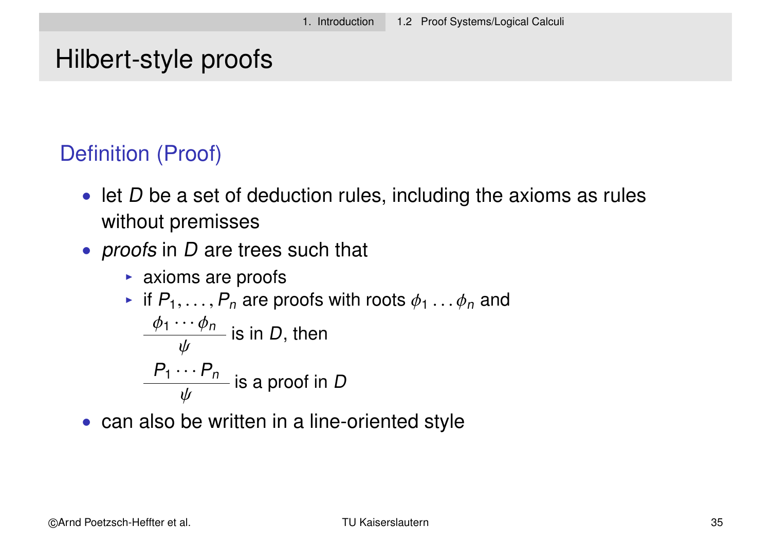# Hilbert-style proofs

## Definition (Proof)

- let $D$ be a set of deduction rules, including the axioms as rules without premisses
- *proofs* in $D$ are trees such that
  - axioms are proofs
  - if $P_1, \ldots, P_n$ are proofs with roots $\phi_1 \ldots \phi_n$ and

    $\dfrac{\phi_1 \cdots \phi_n}{\psi}$ is in $D$, then

    $\dfrac{P_1 \cdots P_n}{\psi}$ is a proof in $D$
- can also be written in a line-oriented style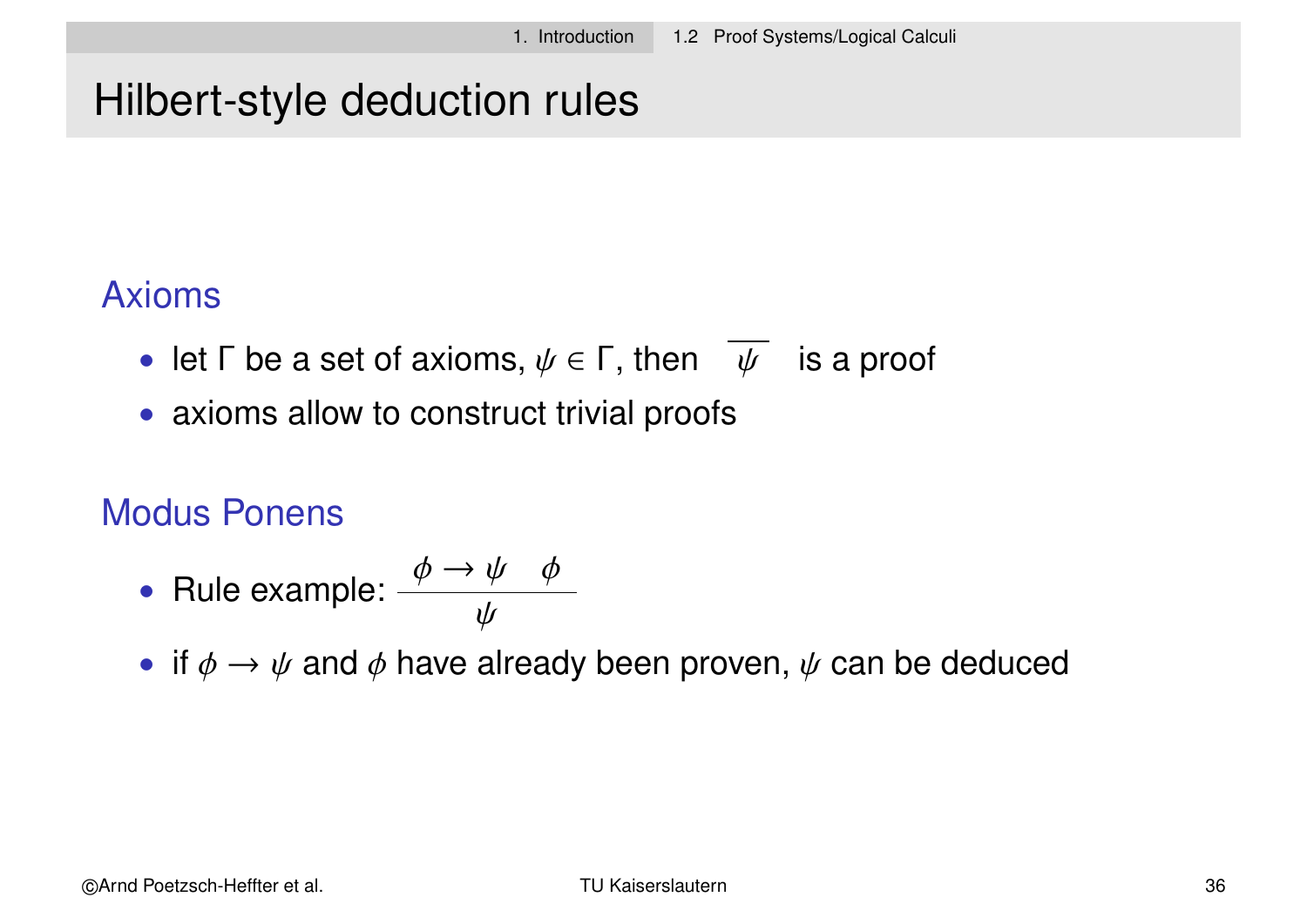# Hilbert-style deduction rules

## Axioms

- let $\Gamma$ be a set of axioms, $\psi \in \Gamma$, then $\dfrac{}{\psi}$ is a proof
- axioms allow to construct trivial proofs

## Modus Ponens

- Rule example: $\dfrac{\phi \rightarrow \psi \quad \phi}{\psi}$
- if $\phi \rightarrow \psi$ and $\phi$ have already been proven, $\psi$ can be deduced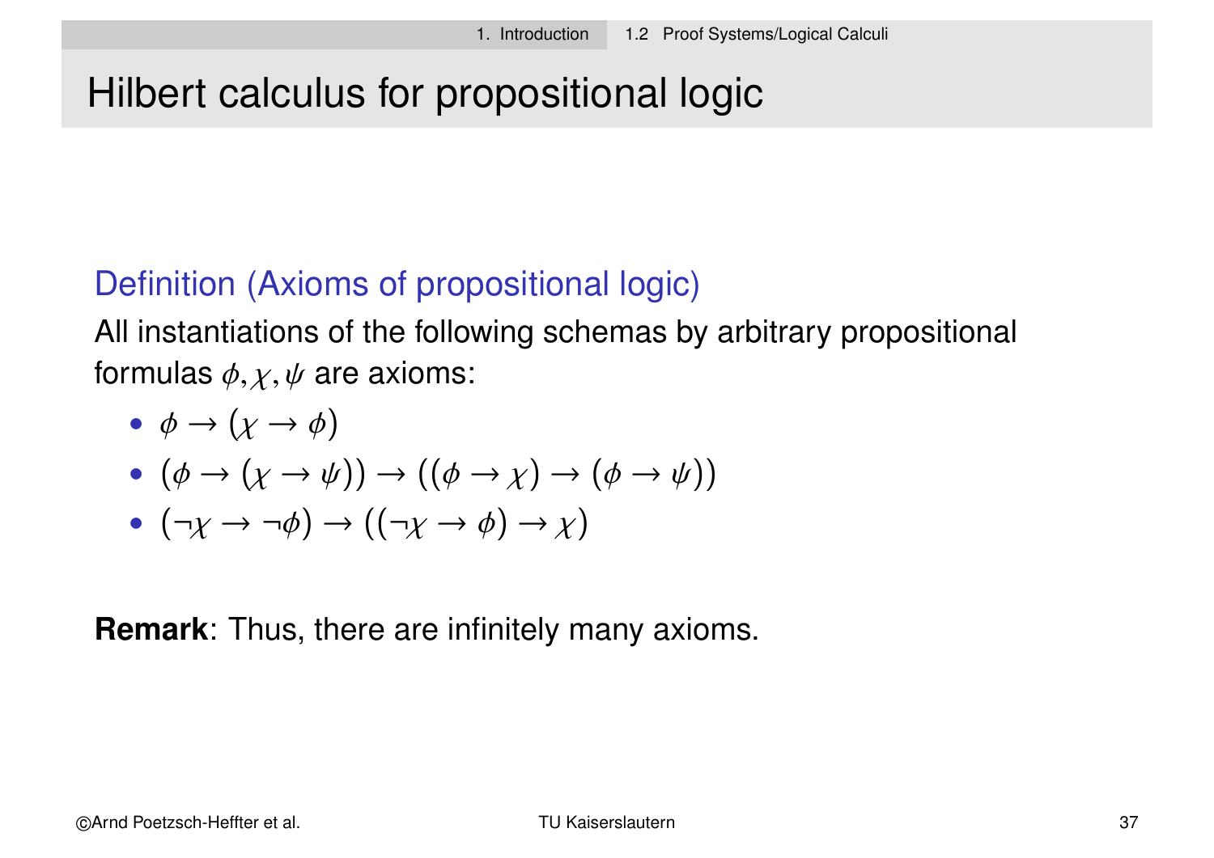# Hilbert calculus for propositional logic

### Definition (Axioms of propositional logic)

All instantiations of the following schemas by arbitrary propositional formulas $\phi, \chi, \psi$ are axioms:

- $\phi \rightarrow (\chi \rightarrow \phi)$
- $(\phi \rightarrow (\chi \rightarrow \psi)) \rightarrow ((\phi \rightarrow \chi) \rightarrow (\phi \rightarrow \psi))$
- $(\neg\chi \rightarrow \neg\phi) \rightarrow ((\neg\chi \rightarrow \phi) \rightarrow \chi)$

**Remark**: Thus, there are infinitely many axioms.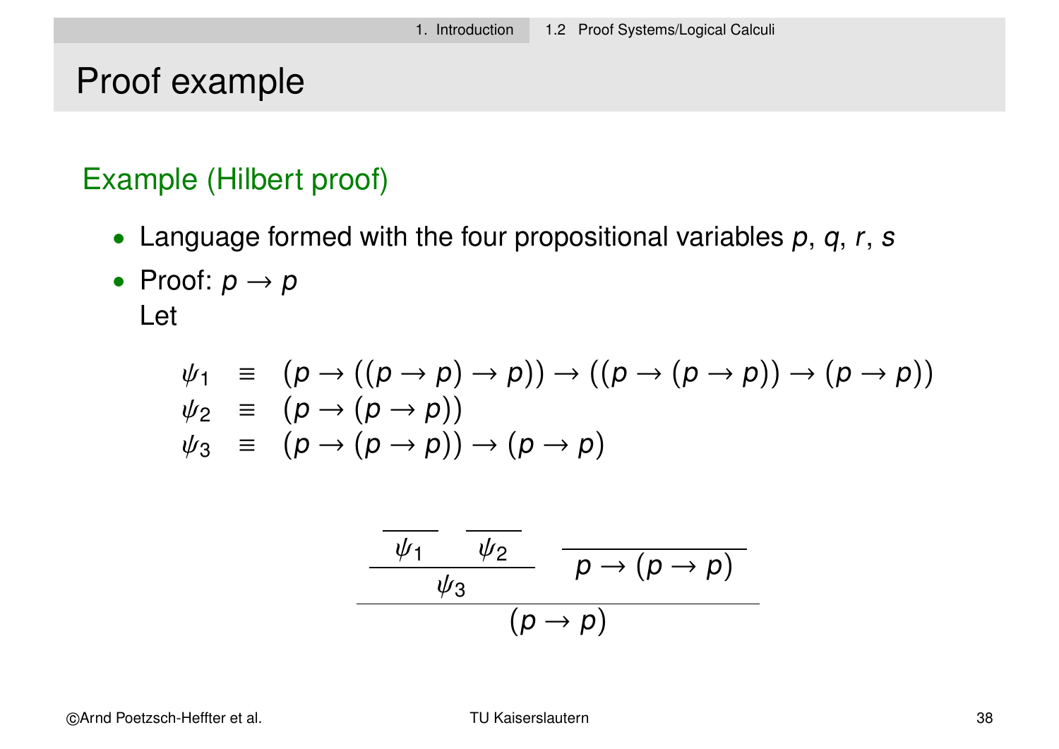# Proof example

### Example (Hilbert proof)

- Language formed with the four propositional variables $p$, $q$, $r$, $s$
- Proof: $p \to p$
  Let

$$
\begin{array}{lcl}
\psi_1 & \equiv & (p \to ((p \to p) \to p)) \to ((p \to (p \to p)) \to (p \to p)) \\
\psi_2 & \equiv & (p \to (p \to p)) \\
\psi_3 & \equiv & (p \to (p \to p)) \to (p \to p)
\end{array}
$$

$$
\dfrac{\dfrac{\overline{\psi_1} \quad \overline{\psi_2}}{\psi_3} \qquad \overline{p \to (p \to p)}}{(p \to p)}
$$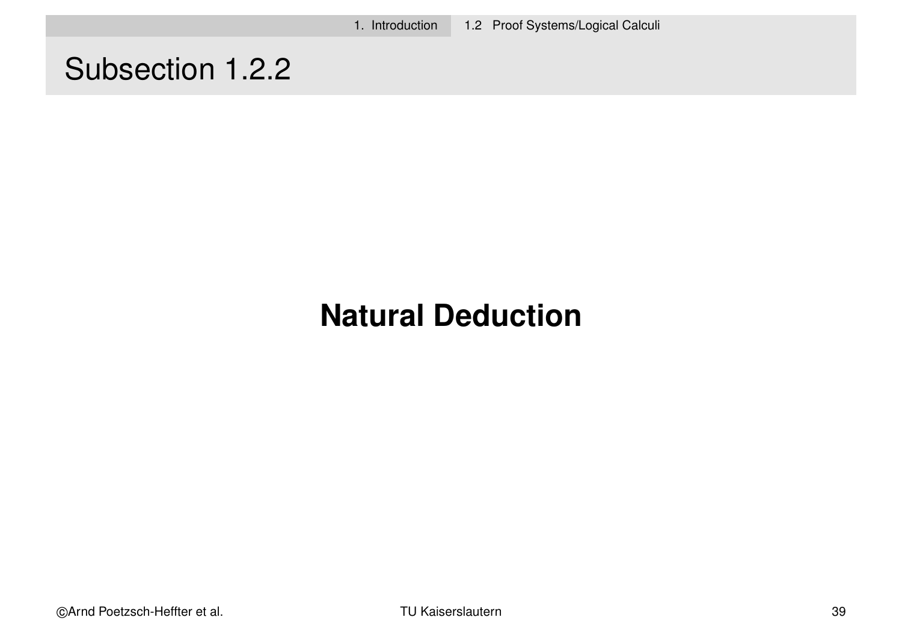# Subsection 1.2.2

**Natural Deduction**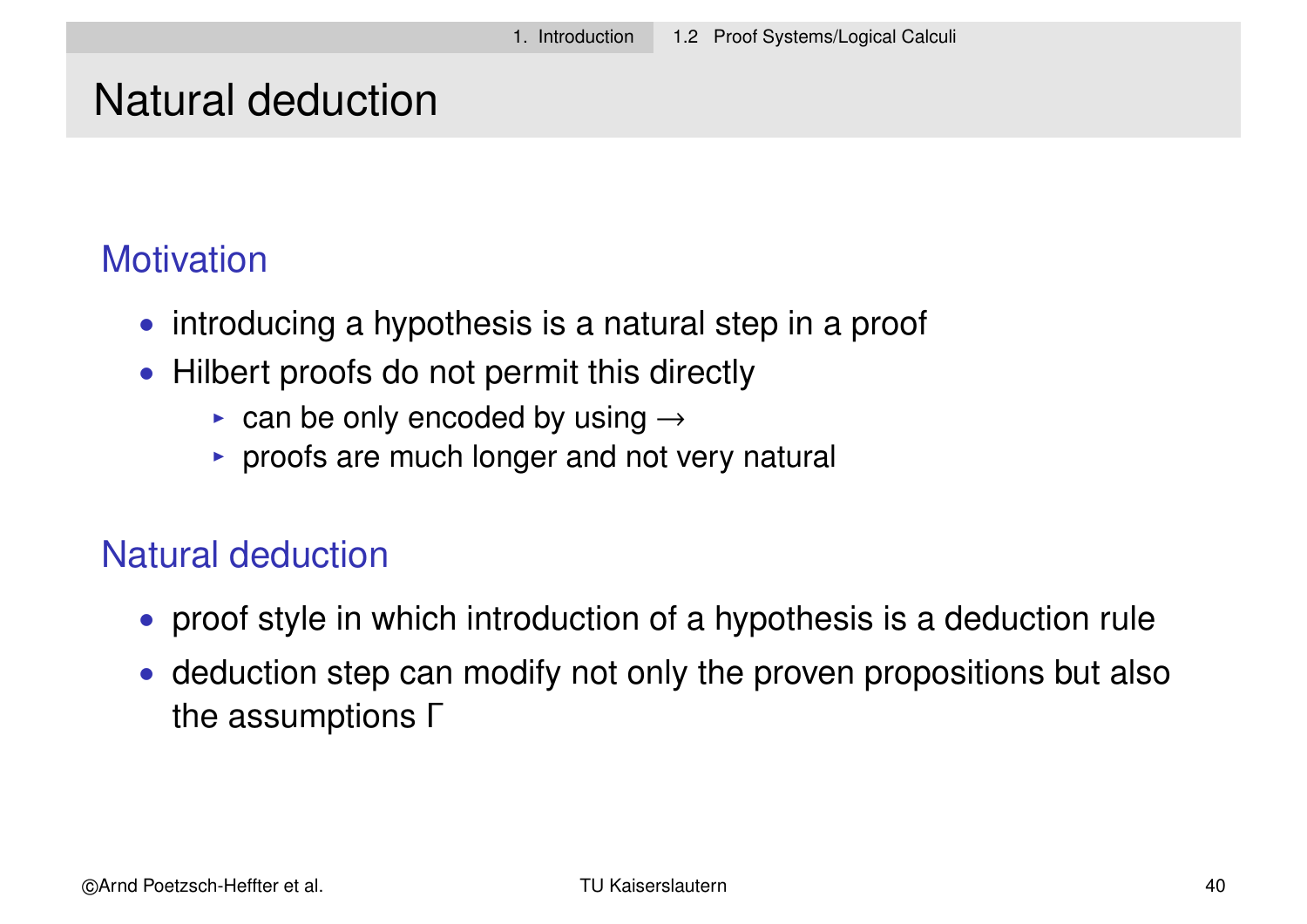# Natural deduction

## Motivation

- introducing a hypothesis is a natural step in a proof
- Hilbert proofs do not permit this directly
  - can be only encoded by using $\rightarrow$
  - proofs are much longer and not very natural

## Natural deduction

- proof style in which introduction of a hypothesis is a deduction rule
- deduction step can modify not only the proven propositions but also the assumptions $\Gamma$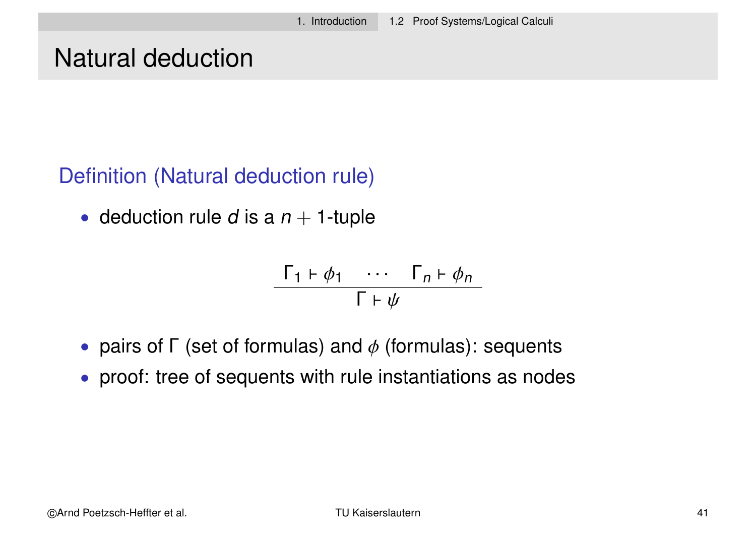# Natural deduction

### Definition (Natural deduction rule)

- deduction rule $d$ is a $n+1$-tuple

$$\frac{\Gamma_1 \vdash \phi_1 \quad \cdots \quad \Gamma_n \vdash \phi_n}{\Gamma \vdash \psi}$$

- pairs of $\Gamma$ (set of formulas) and $\phi$ (formulas): sequents
- proof: tree of sequents with rule instantiations as nodes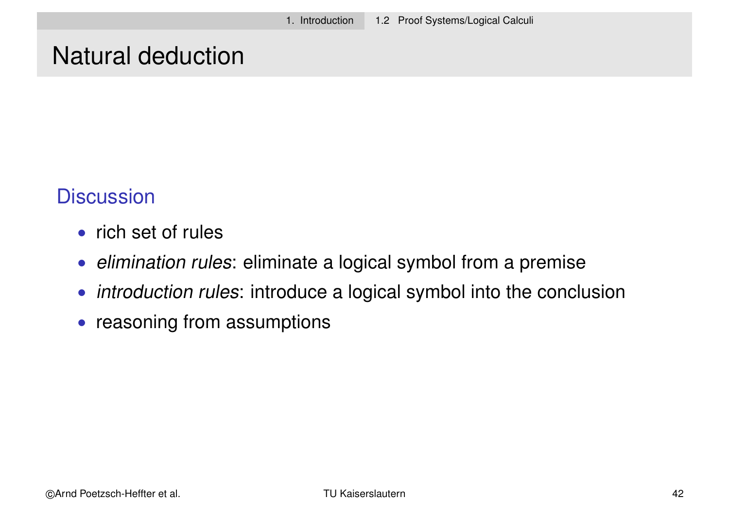# Natural deduction

## Discussion

- rich set of rules
- *elimination rules*: eliminate a logical symbol from a premise
- *introduction rules*: introduce a logical symbol into the conclusion
- reasoning from assumptions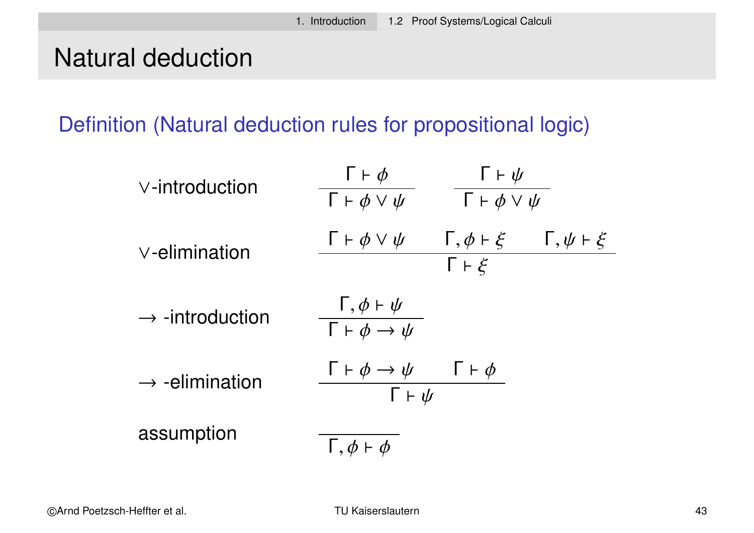# Natural deduction

**Definition (Natural deduction rules for propositional logic)**

$\vee$-introduction

$$\frac{\Gamma \vdash \phi}{\Gamma \vdash \phi \vee \psi} \qquad \frac{\Gamma \vdash \psi}{\Gamma \vdash \phi \vee \psi}$$

$\vee$-elimination

$$\frac{\Gamma \vdash \phi \vee \psi \qquad \Gamma, \phi \vdash \xi \qquad \Gamma, \psi \vdash \xi}{\Gamma \vdash \xi}$$

$\rightarrow$ -introduction

$$\frac{\Gamma, \phi \vdash \psi}{\Gamma \vdash \phi \rightarrow \psi}$$

$\rightarrow$ -elimination

$$\frac{\Gamma \vdash \phi \rightarrow \psi \qquad \Gamma \vdash \phi}{\Gamma \vdash \psi}$$

assumption

$$\frac{}{\Gamma, \phi \vdash \phi}$$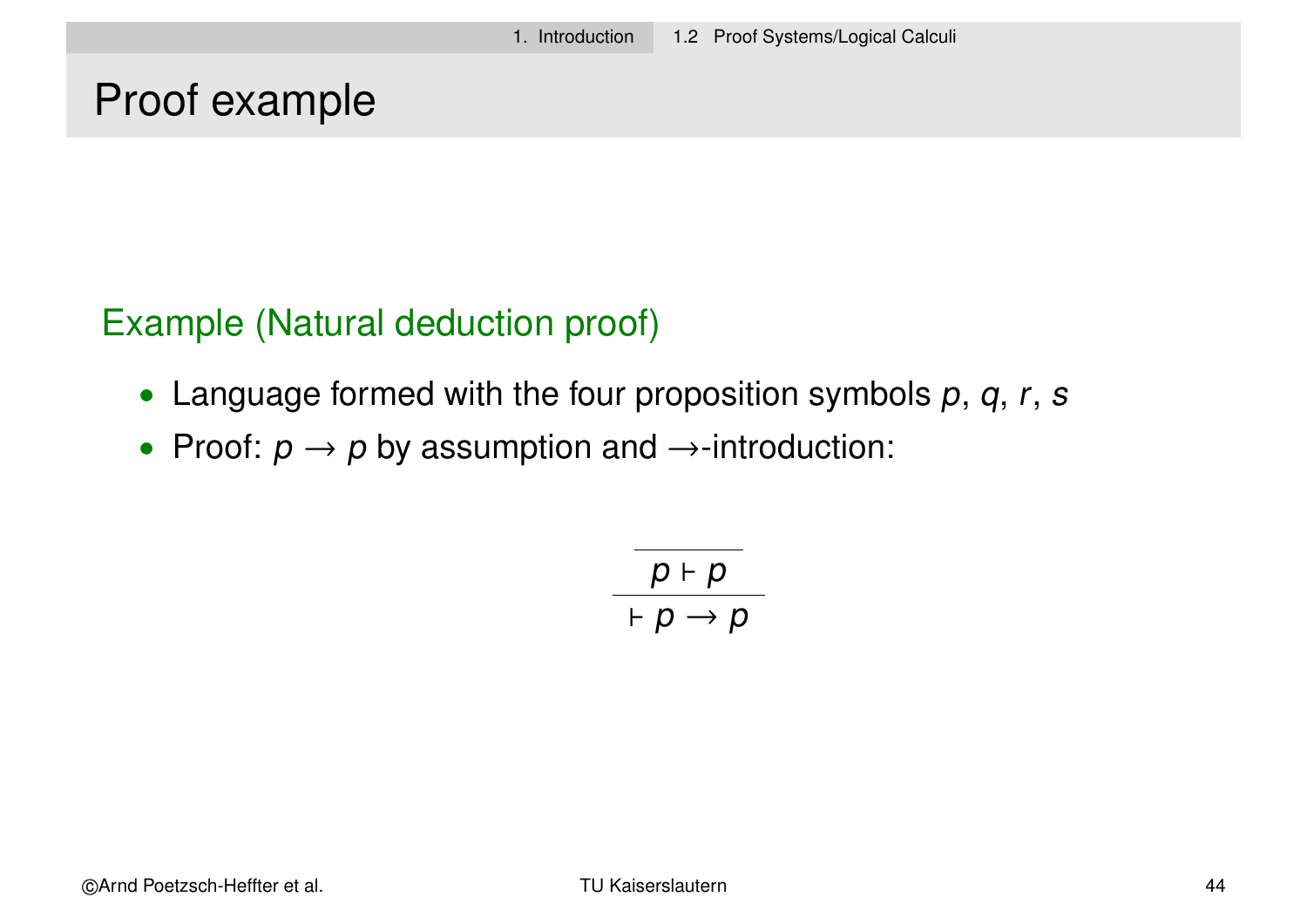# Proof example

**Example (Natural deduction proof)**

- Language formed with the four proposition symbols $p$, $q$, $r$, $s$
- Proof: $p \to p$ by assumption and $\to$-introduction:

$$\dfrac{\dfrac{}{p \vdash p}}{\vdash p \to p}$$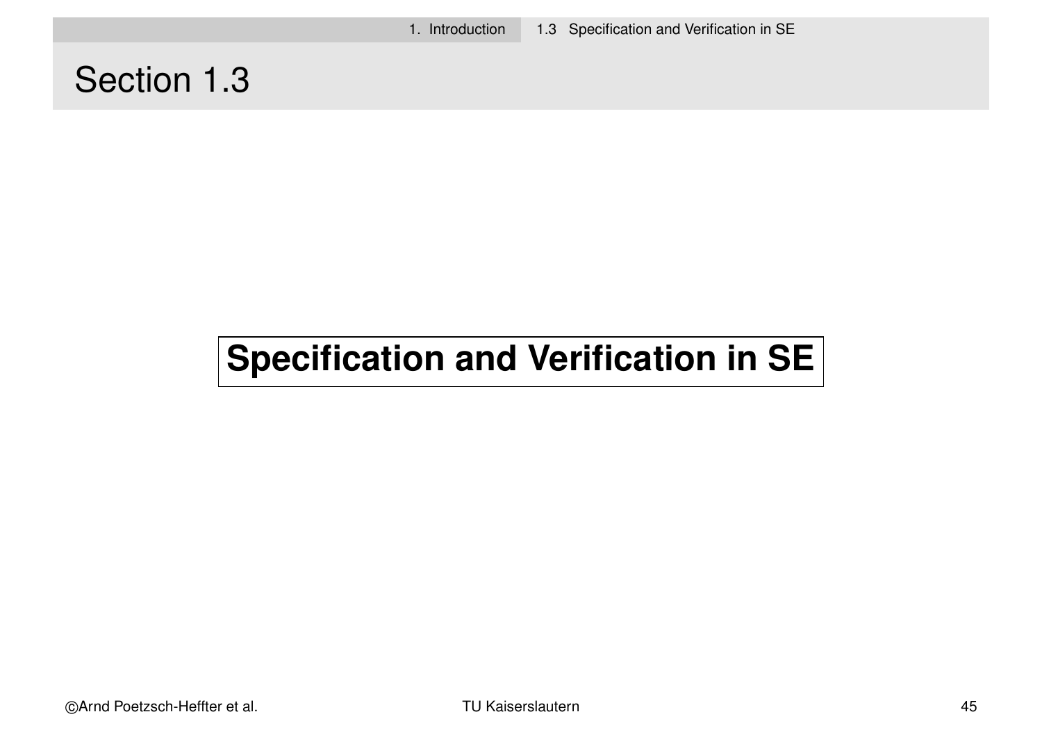# Section 1.3

**Specification and Verification in SE**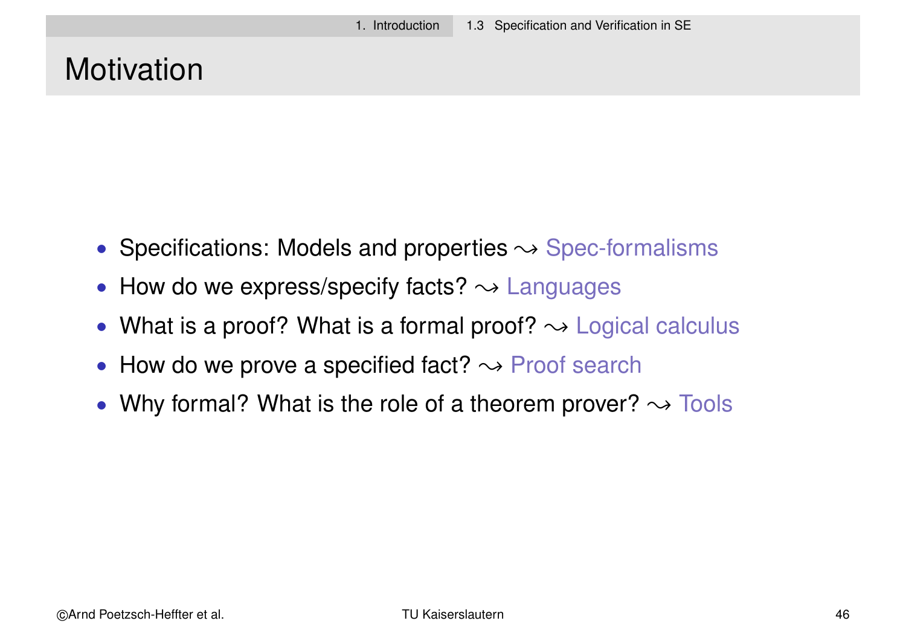# Motivation

- Specifications: Models and properties $\rightsquigarrow$ Spec-formalisms
- How do we express/specify facts? $\rightsquigarrow$ Languages
- What is a proof? What is a formal proof? $\rightsquigarrow$ Logical calculus
- How do we prove a specified fact? $\rightsquigarrow$ Proof search
- Why formal? What is the role of a theorem prover? $\rightsquigarrow$ Tools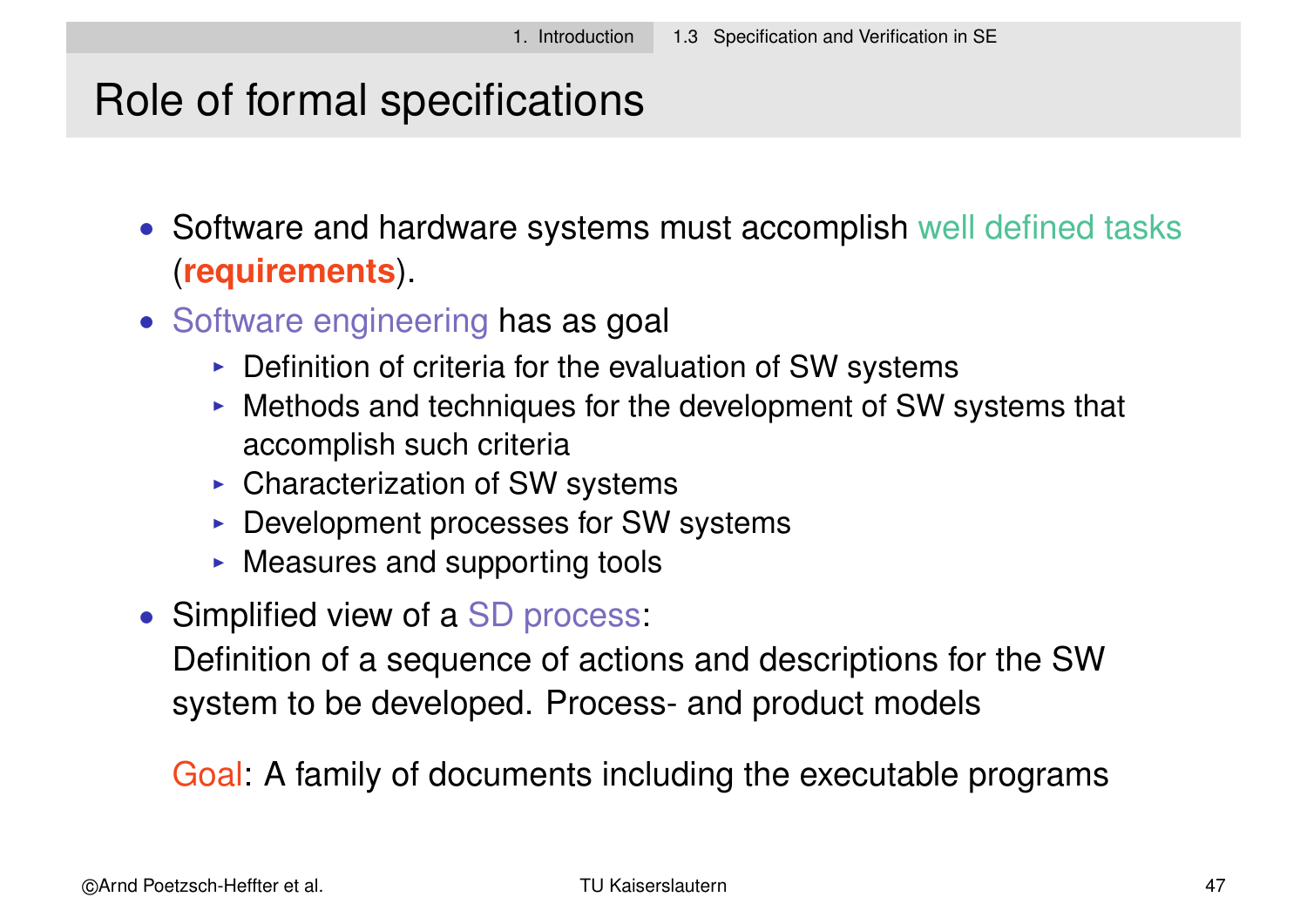# Role of formal specifications

- Software and hardware systems must accomplish well defined tasks (**requirements**).
- Software engineering has as goal
  - Definition of criteria for the evaluation of SW systems
  - Methods and techniques for the development of SW systems that accomplish such criteria
  - Characterization of SW systems
  - Development processes for SW systems
  - Measures and supporting tools
- Simplified view of a SD process:
  Definition of a sequence of actions and descriptions for the SW system to be developed. Process- and product models

  Goal: A family of documents including the executable programs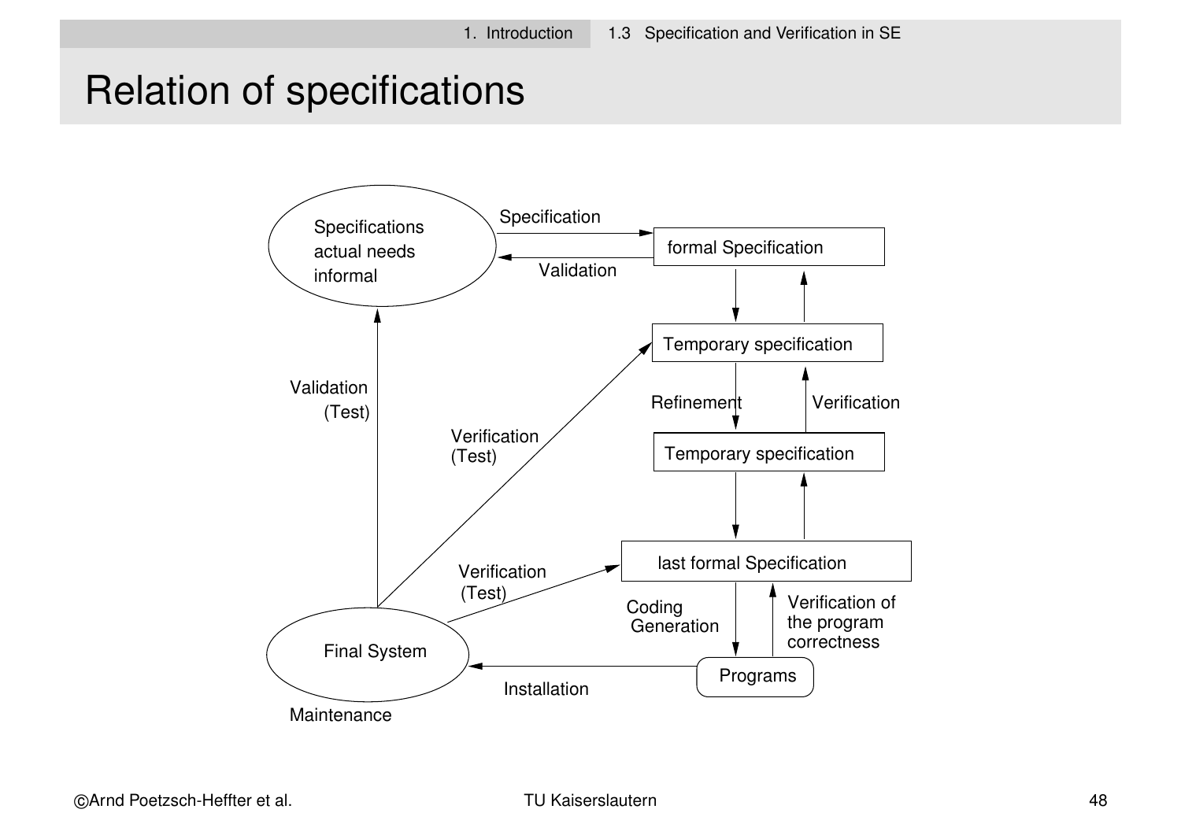# Relation of specifications

Specifications
actual needs
informal

Specification

Validation

formal Specification

Temporary specification

Refinement

Verification

Temporary specification

Validation
(Test)

Verification
(Test)

Verification
(Test)

last formal Specification

Coding
Generation

Verification of
the program
correctness

Final System

Installation

Programs

Maintenance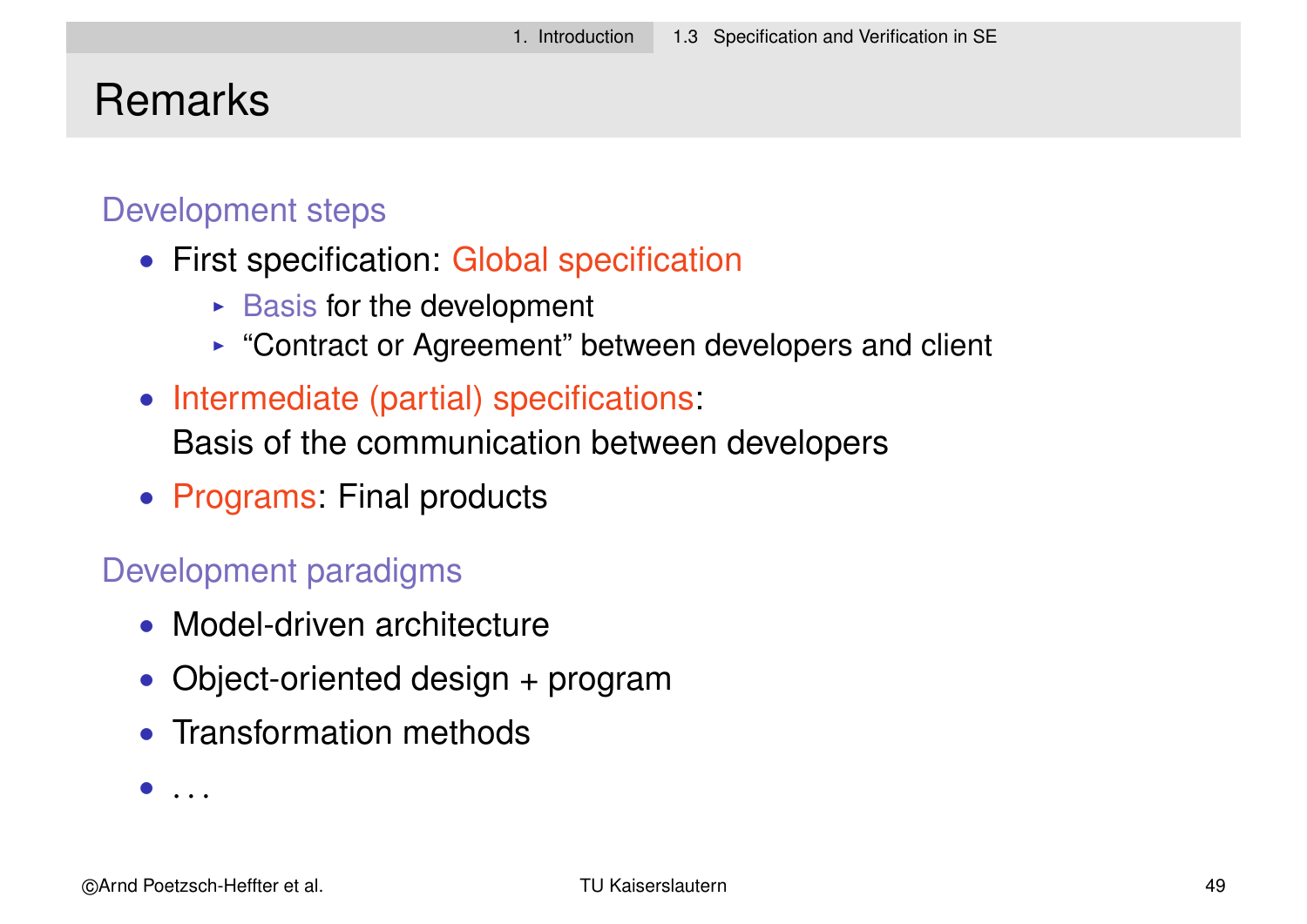# Remarks

### Development steps

- First specification: Global specification
  - Basis for the development
  - “Contract or Agreement” between developers and client
- Intermediate (partial) specifications:
  Basis of the communication between developers
- Programs: Final products

### Development paradigms

- Model-driven architecture
- Object-oriented design + program
- Transformation methods
- . . .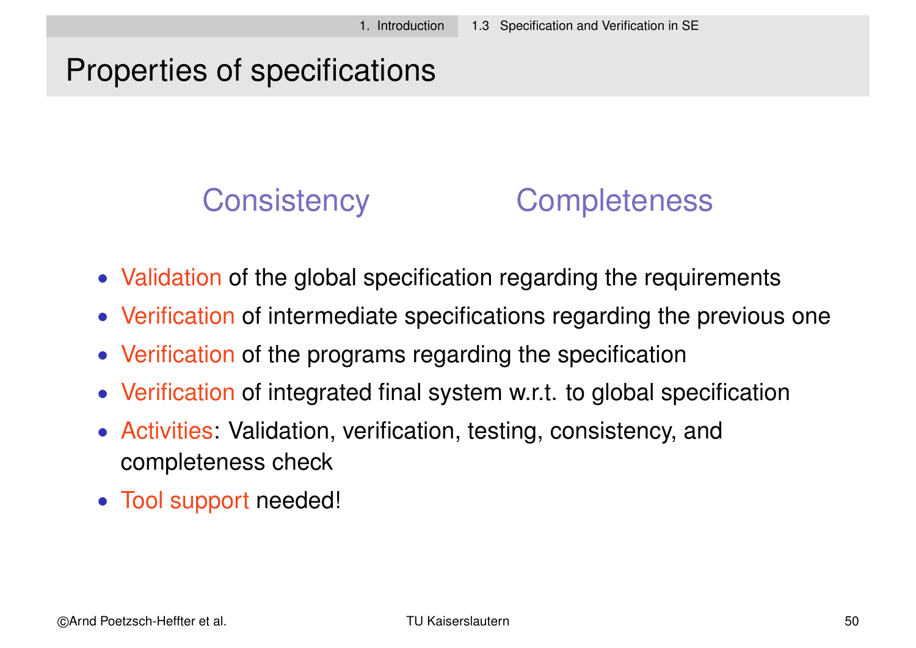# Properties of specifications

Consistency    Completeness

- Validation of the global specification regarding the requirements
- Verification of intermediate specifications regarding the previous one
- Verification of the programs regarding the specification
- Verification of integrated final system w.r.t. to global specification
- Activities: Validation, verification, testing, consistency, and completeness check
- Tool support needed!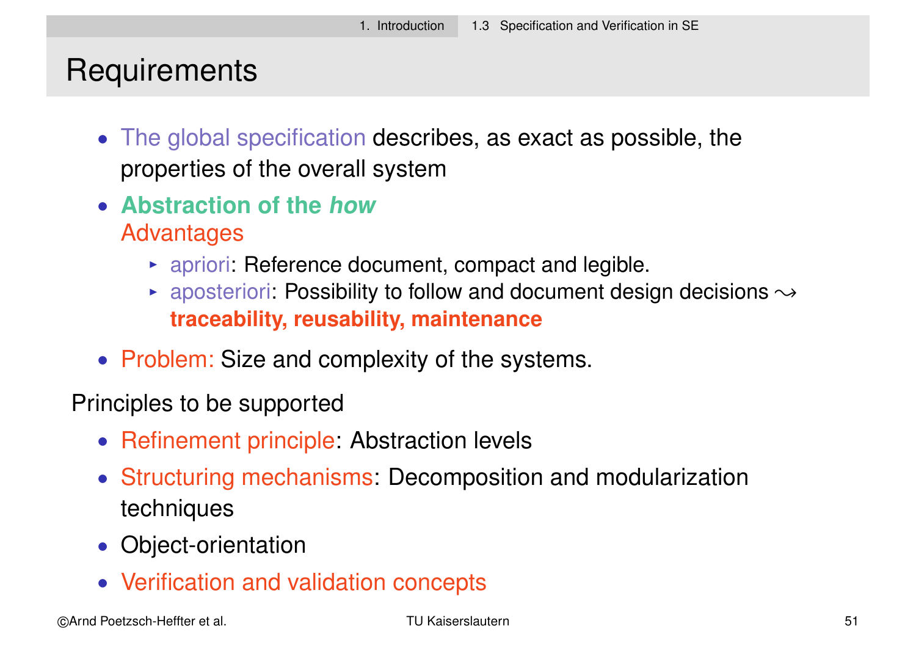# Requirements

- The global specification describes, as exact as possible, the properties of the overall system
- **Abstraction of the *how***
  Advantages
  - apriori: Reference document, compact and legible.
  - aposteriori: Possibility to follow and document design decisions $\rightsquigarrow$ **traceability, reusability, maintenance**
- Problem: Size and complexity of the systems.

Principles to be supported

- Refinement principle: Abstraction levels
- Structuring mechanisms: Decomposition and modularization techniques
- Object-orientation
- Verification and validation concepts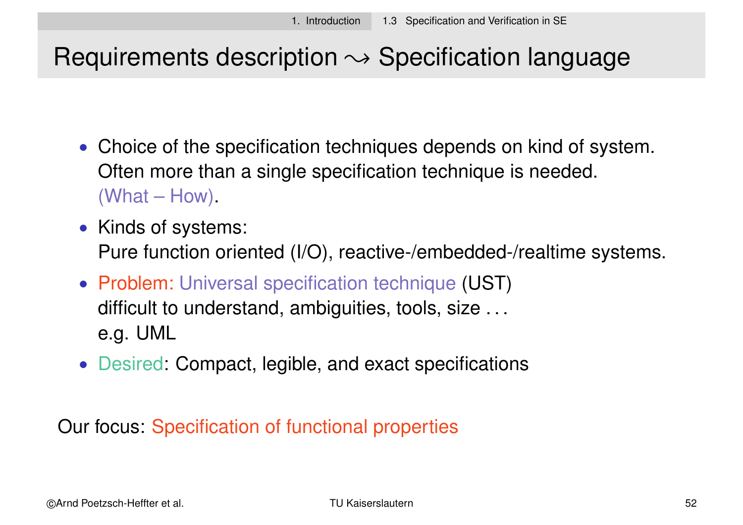# Requirements description $\leadsto$ Specification language

- Choice of the specification techniques depends on kind of system. Often more than a single specification technique is needed. (What – How).
- Kinds of systems:
  Pure function oriented (I/O), reactive-/embedded-/realtime systems.
- Problem: Universal specification technique (UST)
  difficult to understand, ambiguities, tools, size ...
  e.g. UML
- Desired: Compact, legible, and exact specifications

Our focus: Specification of functional properties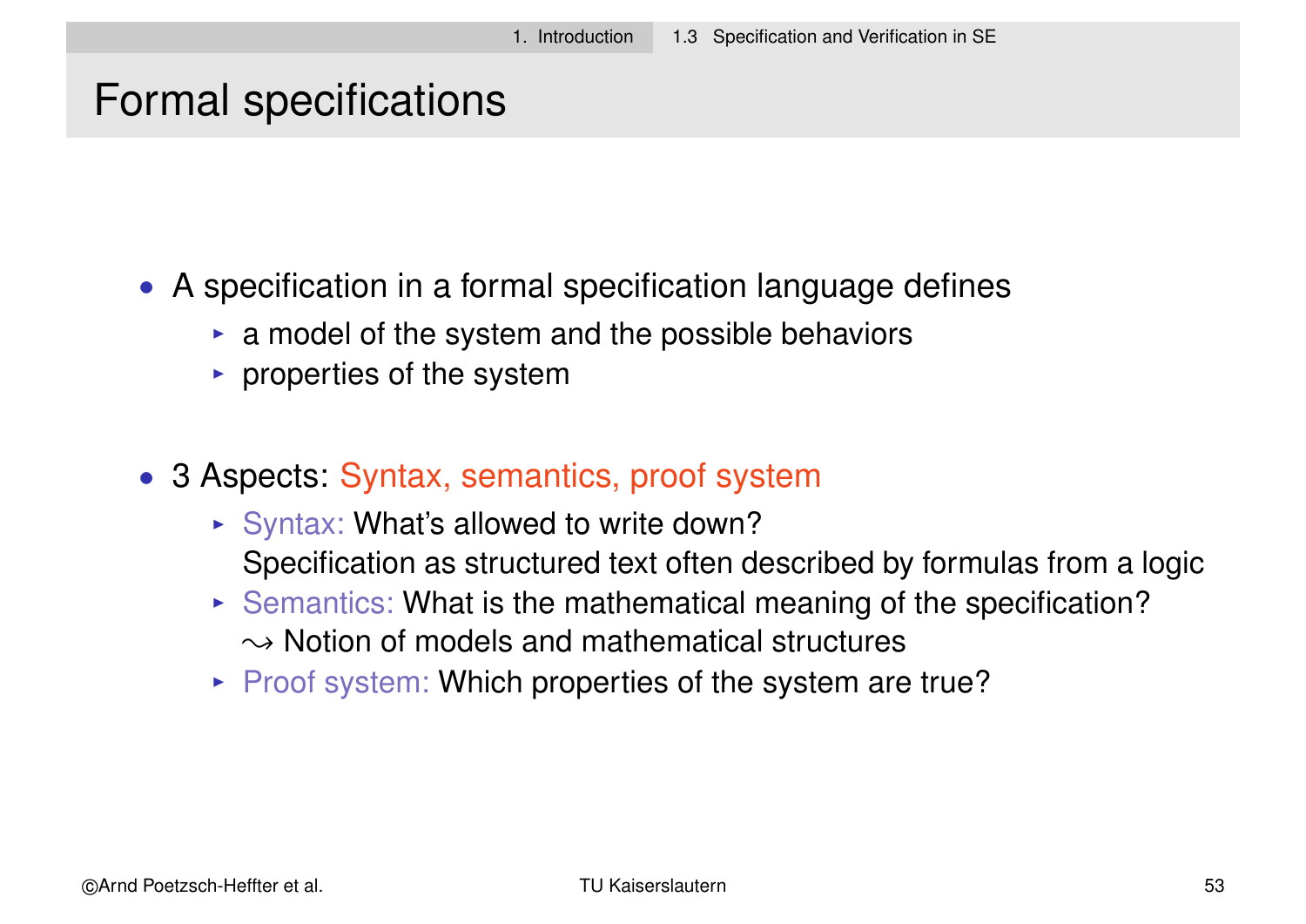# Formal specifications

- A specification in a formal specification language defines
  - a model of the system and the possible behaviors
  - properties of the system
- 3 Aspects: Syntax, semantics, proof system
  - Syntax: What's allowed to write down?
    Specification as structured text often described by formulas from a logic
  - Semantics: What is the mathematical meaning of the specification?
    $\leadsto$ Notion of models and mathematical structures
  - Proof system: Which properties of the system are true?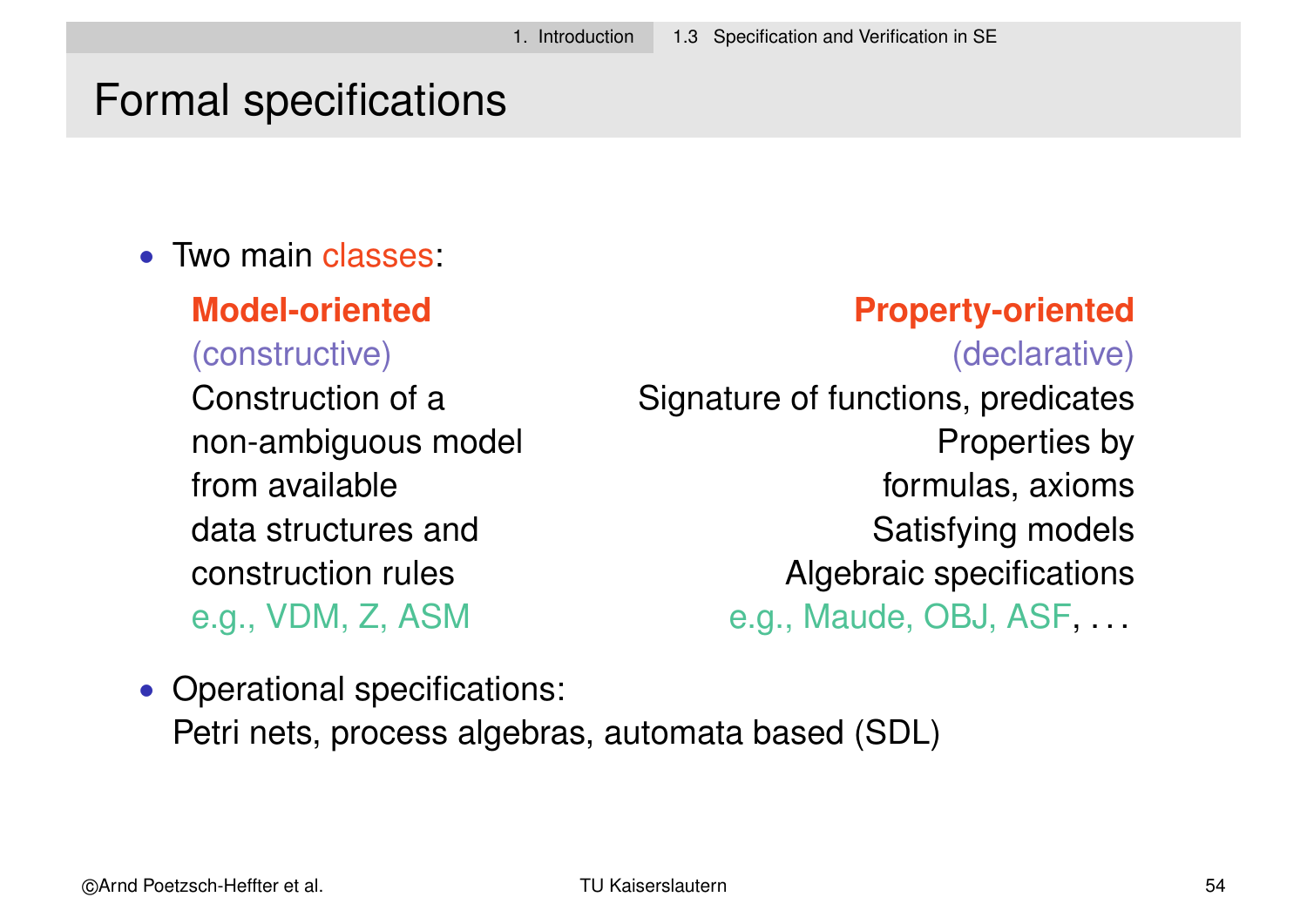# Formal specifications

- Two main classes:

  **Model-oriented**
  (constructive)
  Construction of a non-ambiguous model from available data structures and construction rules
  e.g., VDM, Z, ASM

  **Property-oriented**
  (declarative)
  Signature of functions, predicates
  Properties by formulas, axioms
  Satisfying models
  Algebraic specifications
  e.g., Maude, OBJ, ASF, . . .

- Operational specifications:
  Petri nets, process algebras, automata based (SDL)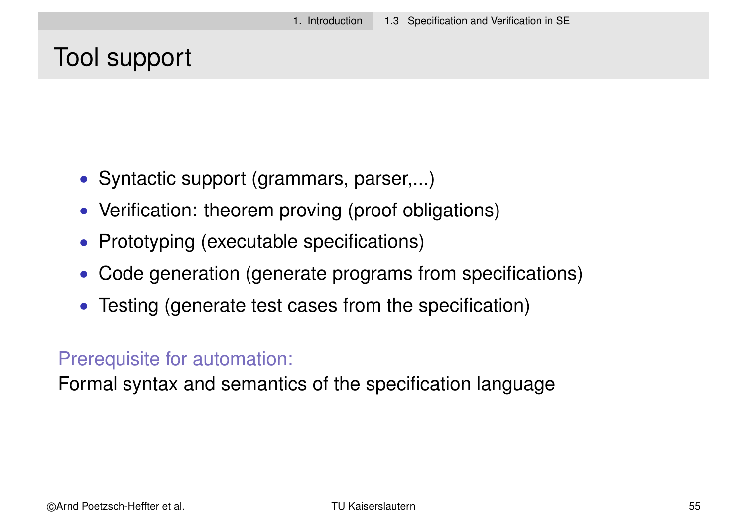# Tool support

- Syntactic support (grammars, parser,...)
- Verification: theorem proving (proof obligations)
- Prototyping (executable specifications)
- Code generation (generate programs from specifications)
- Testing (generate test cases from the specification)

Prerequisite for automation:
Formal syntax and semantics of the specification language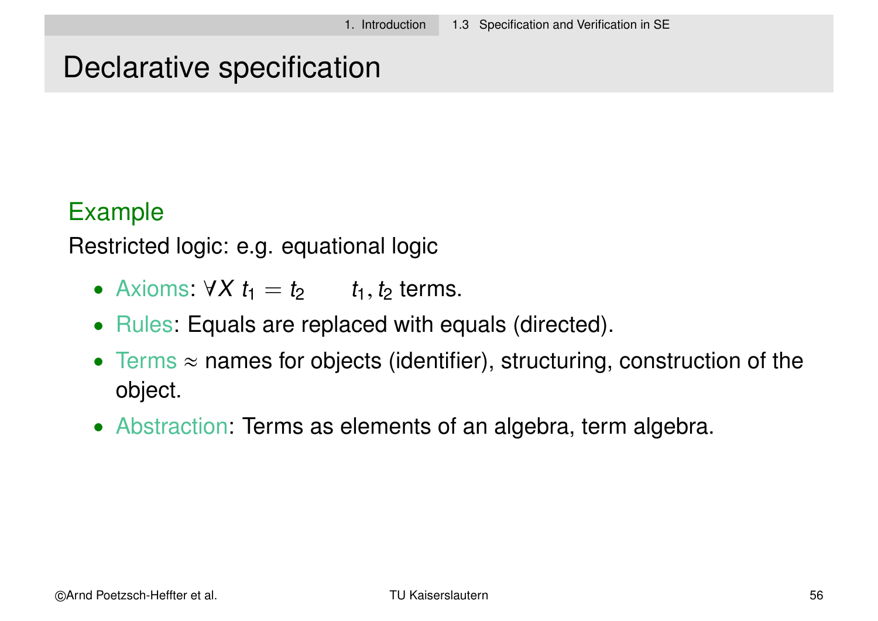# Declarative specification

### Example

Restricted logic: e.g. equational logic

- Axioms: $\forall X \; t_1 = t_2$ $\quad t_1, t_2$ terms.
- Rules: Equals are replaced with equals (directed).
- Terms $\approx$ names for objects (identifier), structuring, construction of the object.
- Abstraction: Terms as elements of an algebra, term algebra.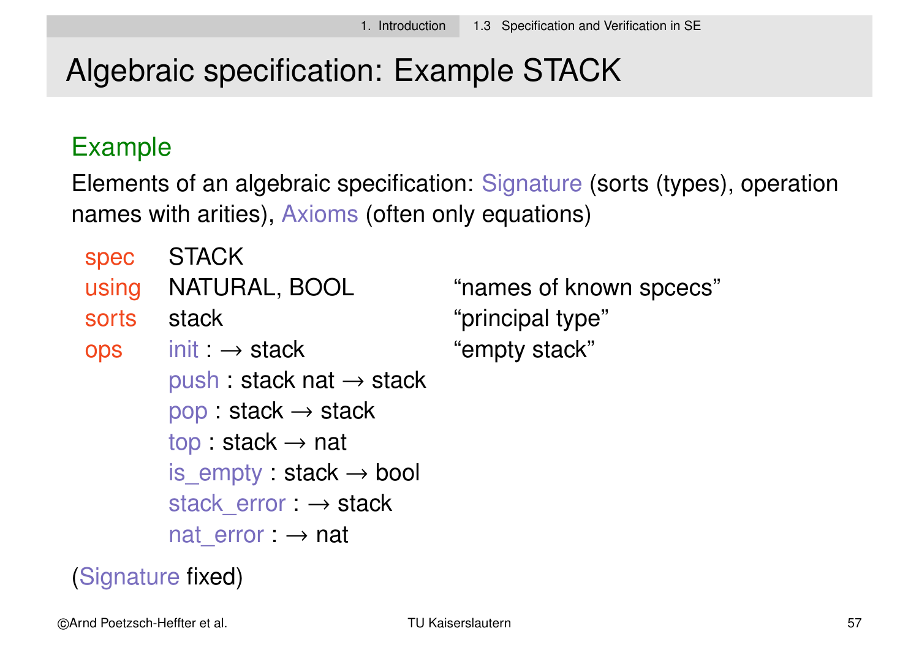# Algebraic specification: Example STACK

### Example

Elements of an algebraic specification: Signature (sorts (types), operation names with arities), Axioms (often only equations)

```
spec    STACK
using   NATURAL, BOOL               “names of known spcecs”
sorts   stack                       “principal type”
ops     init : → stack              “empty stack”
        push : stack nat → stack
        pop : stack → stack
        top : stack → nat
        is_empty : stack → bool
        stack_error : → stack
        nat_error : → nat
```

(Signature fixed)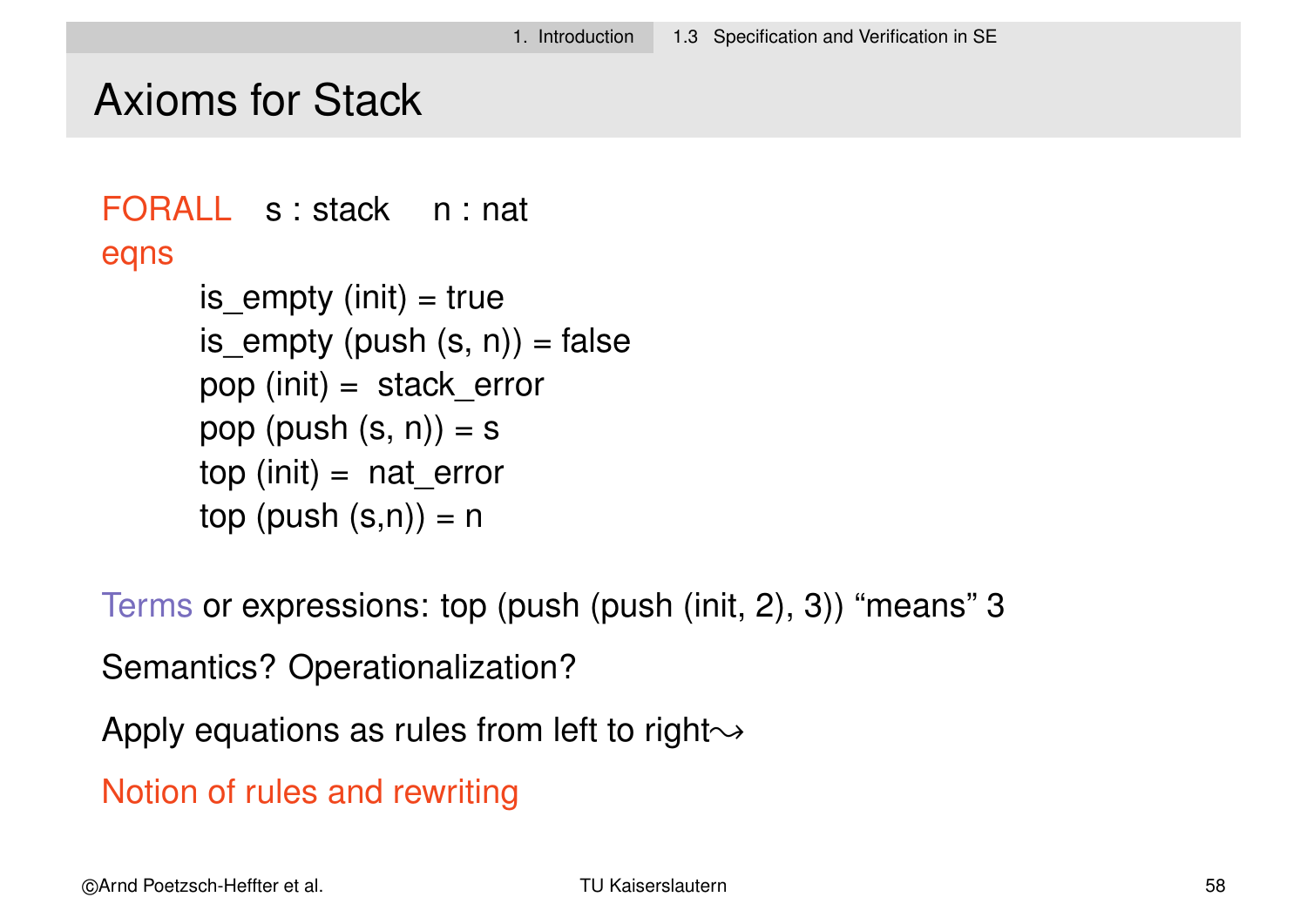# Axioms for Stack

FORALL s : stack n : nat
eqns

```
is_empty (init) = true
is_empty (push (s, n)) = false
pop (init) = stack_error
pop (push (s, n)) = s
top (init) = nat_error
top (push (s,n)) = n
```

Terms or expressions: top (push (push (init, 2), 3)) "means" 3

Semantics? Operationalization?

Apply equations as rules from left to right $\rightsquigarrow$

Notion of rules and rewriting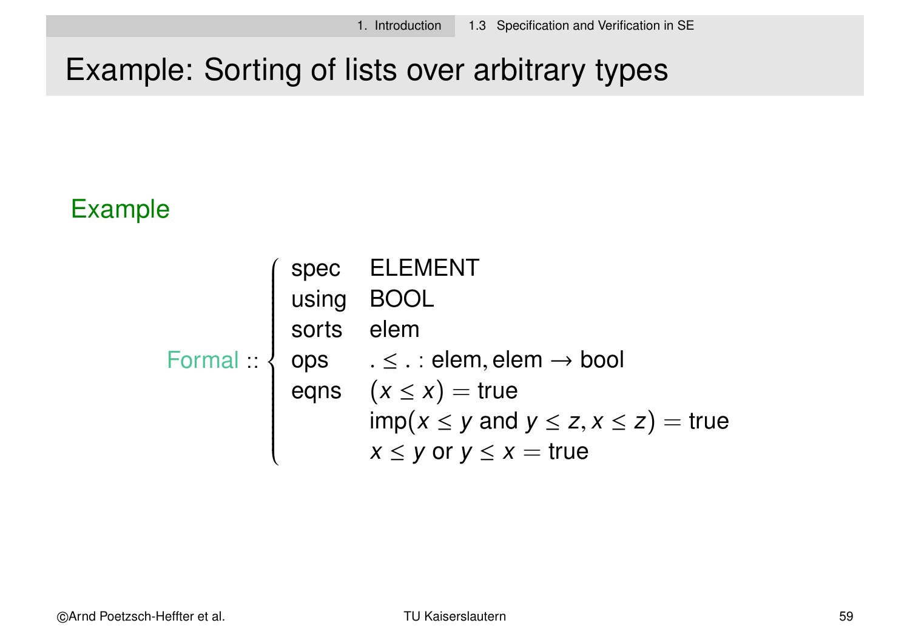# Example: Sorting of lists over arbitrary types

## Example

Formal ::

$$
\left\{
\begin{array}{ll}
\text{spec} & \text{ELEMENT} \\
\text{using} & \text{BOOL} \\
\text{sorts} & \text{elem} \\
\text{ops} & .\leq . : \text{elem}, \text{elem} \rightarrow \text{bool} \\
\text{eqns} & (x \leq x) = \text{true} \\
 & \text{imp}(x \leq y \text{ and } y \leq z, x \leq z) = \text{true} \\
 & x \leq y \text{ or } y \leq x = \text{true}
\end{array}
\right.
$$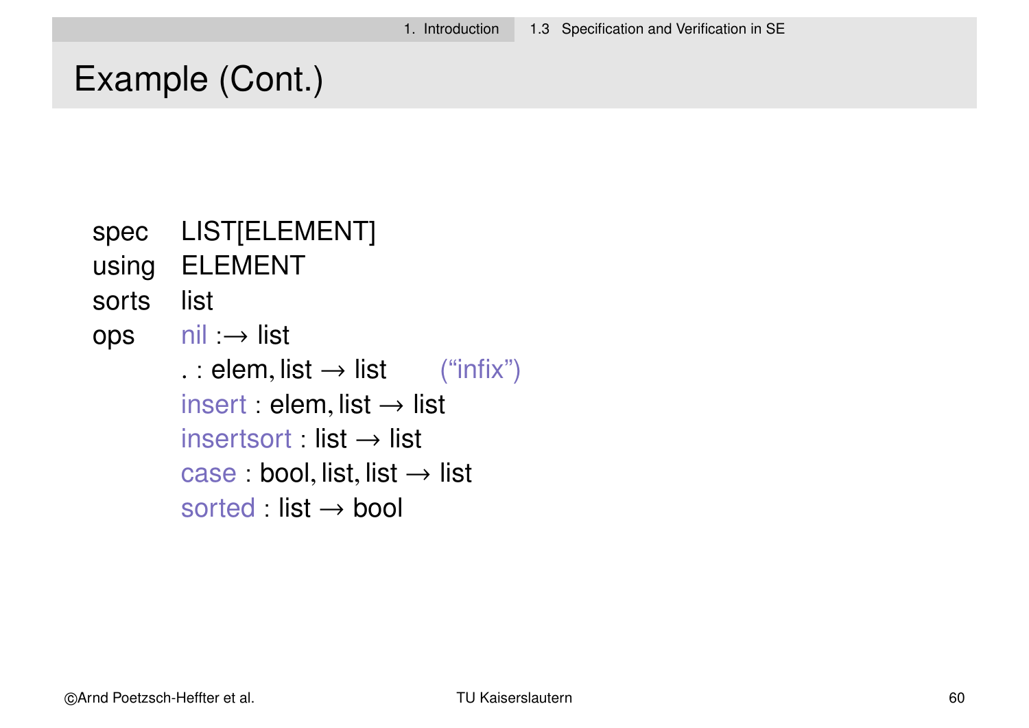# Example (Cont.)

```
spec    LIST[ELEMENT]
using   ELEMENT
sorts   list
ops     nil :→ list
        . : elem, list → list        ("infix")
        insert : elem, list → list
        insertsort : list → list
        case : bool, list, list → list
        sorted : list → bool
```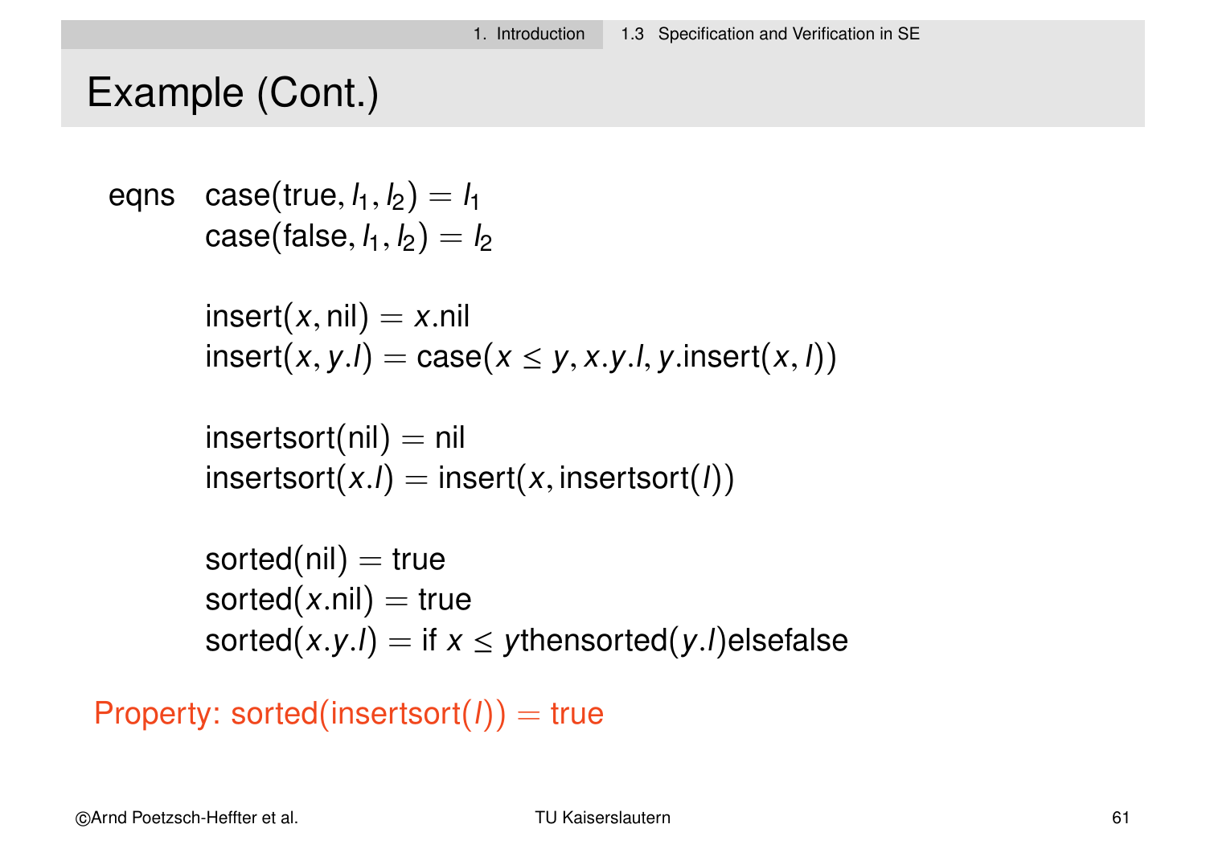# Example (Cont.)

eqns

$$\text{case}(\text{true}, l_1, l_2) = l_1$$
$$\text{case}(\text{false}, l_1, l_2) = l_2$$

$$\text{insert}(x, \text{nil}) = x.\text{nil}$$
$$\text{insert}(x, y.l) = \text{case}(x \leq y, x.y.l, y.\text{insert}(x, l))$$

$$\text{insertsort}(\text{nil}) = \text{nil}$$
$$\text{insertsort}(x.l) = \text{insert}(x, \text{insertsort}(l))$$

$$\text{sorted}(\text{nil}) = \text{true}$$
$$\text{sorted}(x.\text{nil}) = \text{true}$$
$$\text{sorted}(x.y.l) = \text{if } x \leq y \text{thensorted}(y.l)\text{elsefalse}$$

Property: $\text{sorted}(\text{insertsort}(l)) = \text{true}$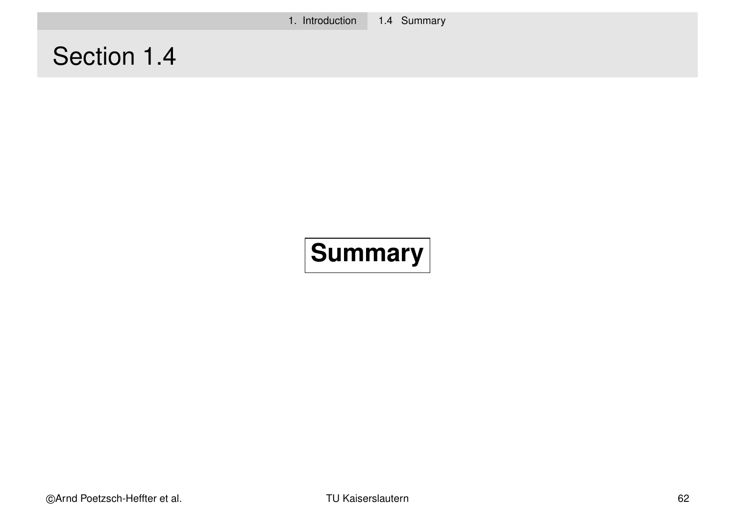# Section 1.4

**Summary**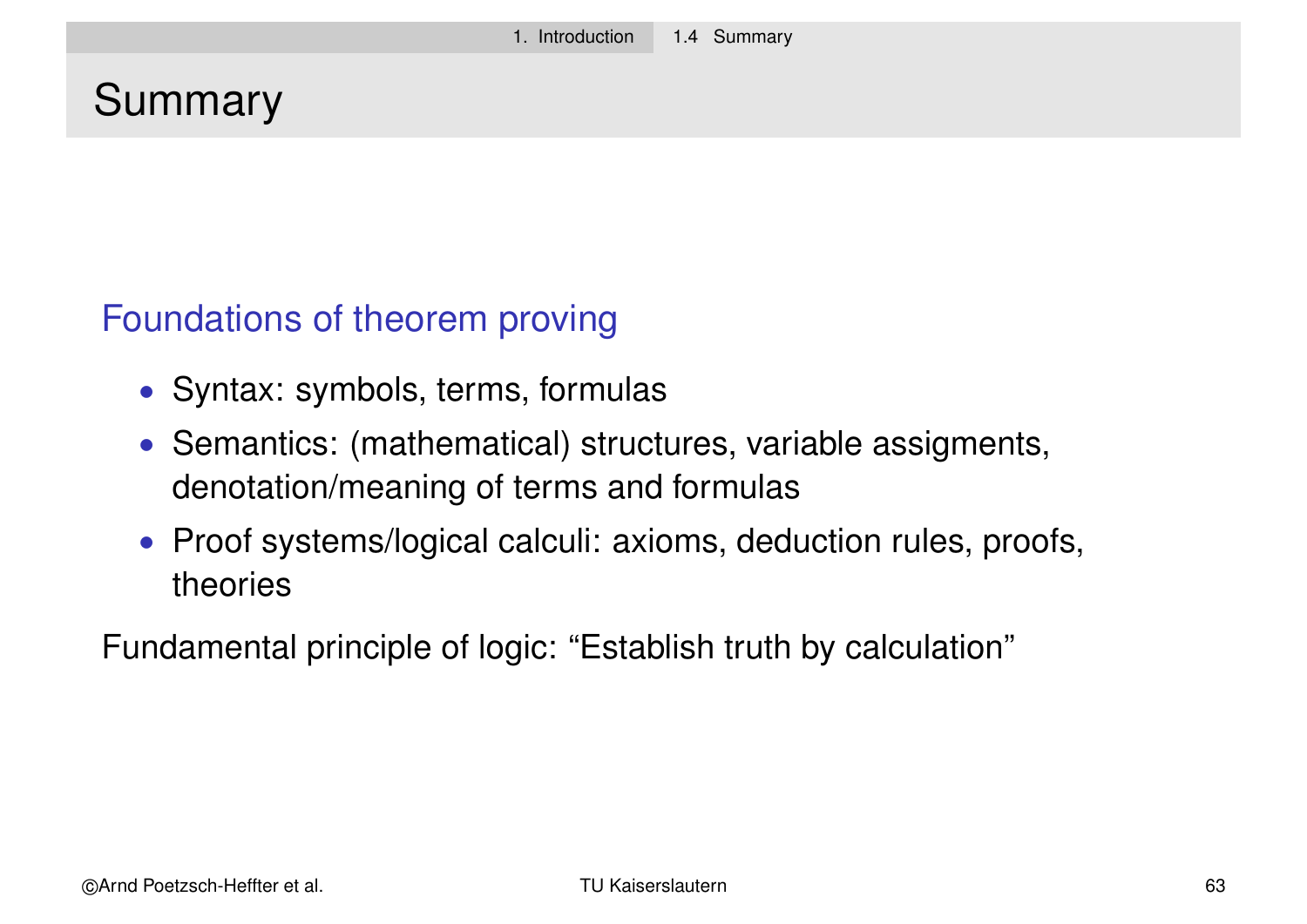# Summary

## Foundations of theorem proving

- Syntax: symbols, terms, formulas
- Semantics: (mathematical) structures, variable assigments, denotation/meaning of terms and formulas
- Proof systems/logical calculi: axioms, deduction rules, proofs, theories

Fundamental principle of logic: “Establish truth by calculation”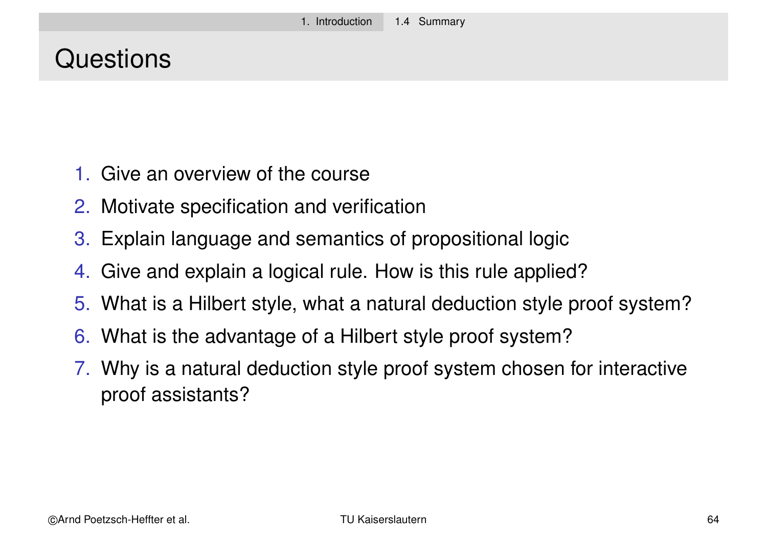# Questions

1. Give an overview of the course
2. Motivate specification and verification
3. Explain language and semantics of propositional logic
4. Give and explain a logical rule. How is this rule applied?
5. What is a Hilbert style, what a natural deduction style proof system?
6. What is the advantage of a Hilbert style proof system?
7. Why is a natural deduction style proof system chosen for interactive proof assistants?